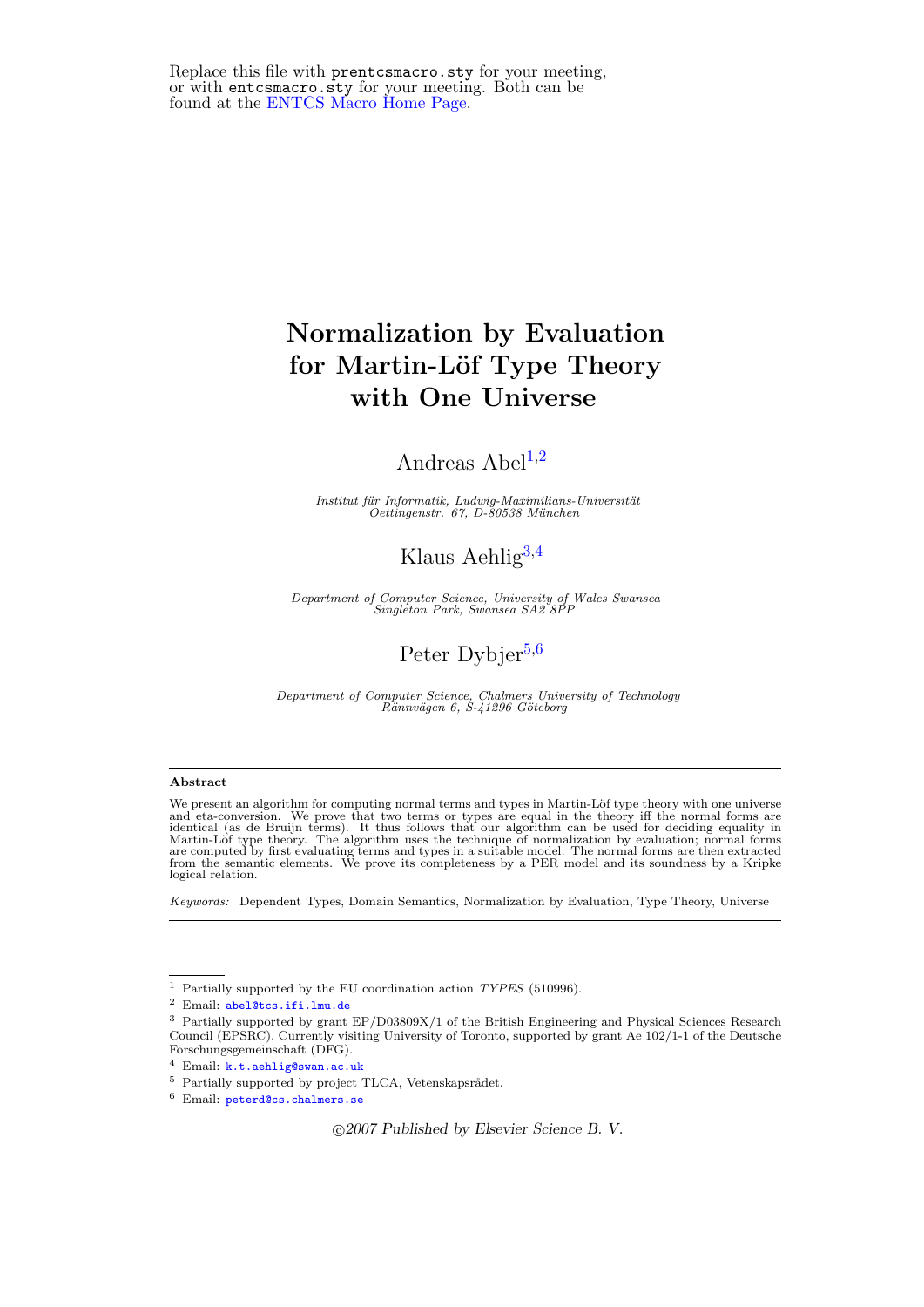Replace this file with `prentcsmacro.sty` for your meeting, or with `entcsmacro.sty` for your meeting. Both can be found at the ENTCS Macro Home Page.

# Normalization by Evaluation for Martin-Löf Type Theory with One Universe

Andreas Abel[1,2]

*Institut für Informatik, Ludwig-Maximilians-Universität Oettingenstr. 67, D-80538 München*

Klaus Aehlig[3,4]

*Department of Computer Science, University of Wales Swansea Singleton Park, Swansea SA2 8PP*

Peter Dybjer[5,6]

*Department of Computer Science, Chalmers University of Technology Rännvägen 6, S-41296 Göteborg*

## Abstract

We present an algorithm for computing normal terms and types in Martin-Löf type theory with one universe and eta-conversion. We prove that two terms or types are equal in the theory iff the normal forms are identical (as de Bruijn terms). It thus follows that our algorithm can be used for deciding equality in Martin-Löf type theory. The algorithm uses the technique of normalization by evaluation; normal forms are computed by first evaluating terms and types in a suitable model. The normal forms are then extracted from the semantic elements. We prove its completeness by a PER model and its soundness by a Kripke logical relation.

*Keywords:* Dependent Types, Domain Semantics, Normalization by Evaluation, Type Theory, Universe

---

[1] Partially supported by the EU coordination action *TYPES* (510996).

[2] Email: `abel@tcs.ifi.lmu.de`

[3] Partially supported by grant EP/D03809X/1 of the British Engineering and Physical Sciences Research Council (EPSRC). Currently visiting University of Toronto, supported by grant Ae 102/1-1 of the Deutsche Forschungsgemeinschaft (DFG).

[4] Email: `k.t.aehlig@swan.ac.uk`

[5] Partially supported by project TLCA, Vetenskapsrådet.

[6] Email: `peterd@cs.chalmers.se`

*©2007 Published by Elsevier Science B. V.*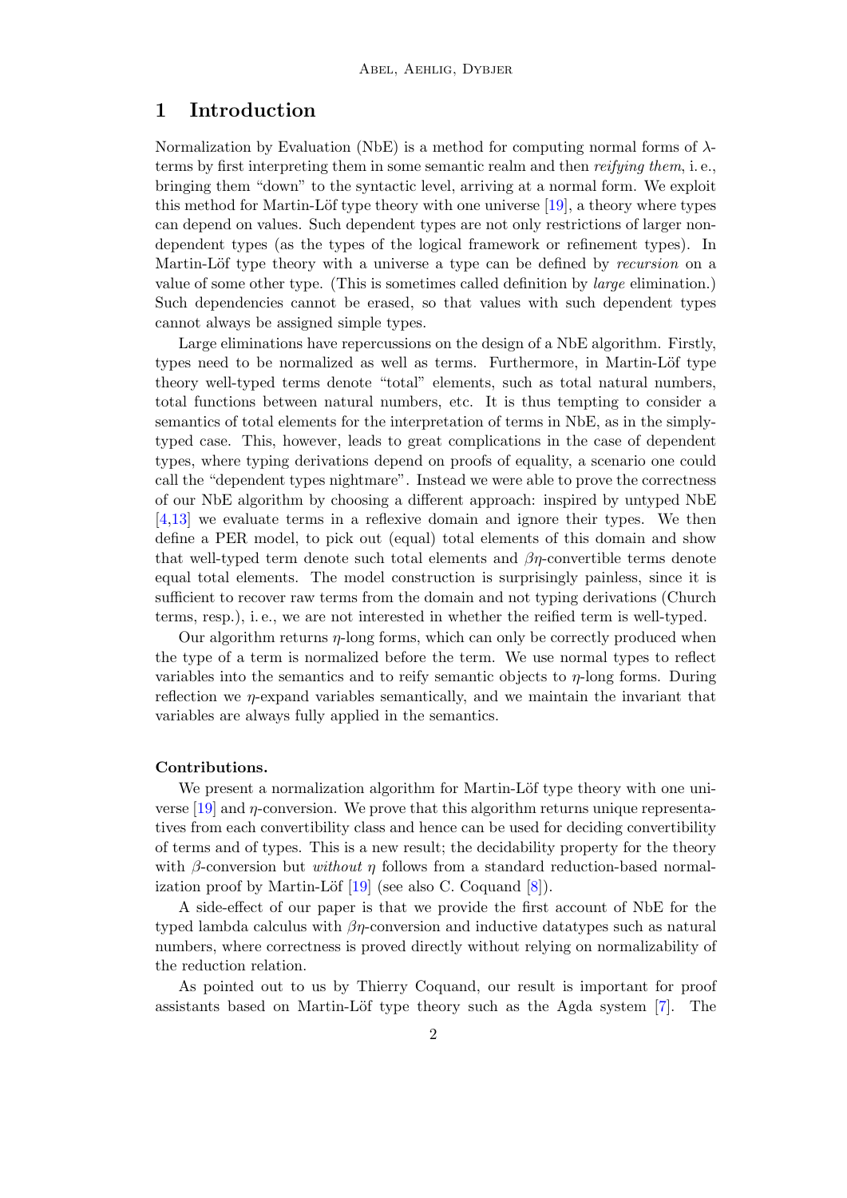## 1 Introduction

Normalization by Evaluation (NbE) is a method for computing normal forms of $\lambda$-terms by first interpreting them in some semantic realm and then *reifying them*, i. e., bringing them "down" to the syntactic level, arriving at a normal form. We exploit this method for Martin-Löf type theory with one universe [19], a theory where types can depend on values. Such dependent types are not only restrictions of larger non-dependent types (as the types of the logical framework or refinement types). In Martin-Löf type theory with a universe a type can be defined by *recursion* on a value of some other type. (This is sometimes called definition by *large* elimination.) Such dependencies cannot be erased, so that values with such dependent types cannot always be assigned simple types.

Large eliminations have repercussions on the design of a NbE algorithm. Firstly, types need to be normalized as well as terms. Furthermore, in Martin-Löf type theory well-typed terms denote "total" elements, such as total natural numbers, total functions between natural numbers, etc. It is thus tempting to consider a semantics of total elements for the interpretation of terms in NbE, as in the simply-typed case. This, however, leads to great complications in the case of dependent types, where typing derivations depend on proofs of equality, a scenario one could call the "dependent types nightmare". Instead we were able to prove the correctness of our NbE algorithm by choosing a different approach: inspired by untyped NbE [4,13] we evaluate terms in a reflexive domain and ignore their types. We then define a PER model, to pick out (equal) total elements of this domain and show that well-typed term denote such total elements and $\beta\eta$-convertible terms denote equal total elements. The model construction is surprisingly painless, since it is sufficient to recover raw terms from the domain and not typing derivations (Church terms, resp.), i. e., we are not interested in whether the reified term is well-typed.

Our algorithm returns $\eta$-long forms, which can only be correctly produced when the type of a term is normalized before the term. We use normal types to reflect variables into the semantics and to reify semantic objects to $\eta$-long forms. During reflection we $\eta$-expand variables semantically, and we maintain the invariant that variables are always fully applied in the semantics.

**Contributions.**

We present a normalization algorithm for Martin-Löf type theory with one universe [19] and $\eta$-conversion. We prove that this algorithm returns unique representatives from each convertibility class and hence can be used for deciding convertibility of terms and of types. This is a new result; the decidability property for the theory with $\beta$-conversion but *without* $\eta$ follows from a standard reduction-based normalization proof by Martin-Löf [19] (see also C. Coquand [8]).

A side-effect of our paper is that we provide the first account of NbE for the typed lambda calculus with $\beta\eta$-conversion and inductive datatypes such as natural numbers, where correctness is proved directly without relying on normalizability of the reduction relation.

As pointed out to us by Thierry Coquand, our result is important for proof assistants based on Martin-Löf type theory such as the Agda system [7]. The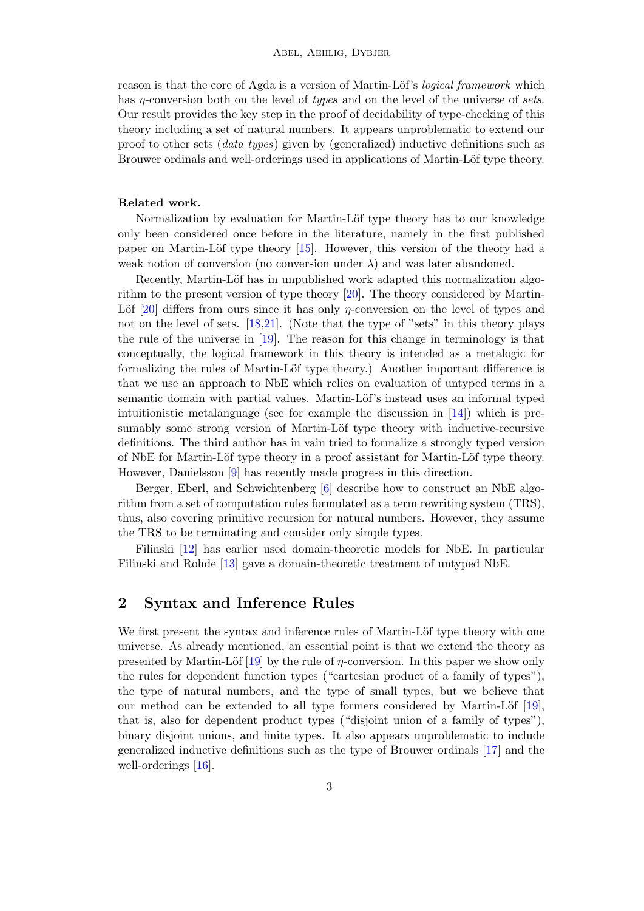reason is that the core of Agda is a version of Martin-Löf's *logical framework* which has $\eta$-conversion both on the level of *types* and on the level of the universe of *sets*. Our result provides the key step in the proof of decidability of type-checking of this theory including a set of natural numbers. It appears unproblematic to extend our proof to other sets (*data types*) given by (generalized) inductive definitions such as Brouwer ordinals and well-orderings used in applications of Martin-Löf type theory.

**Related work.**

Normalization by evaluation for Martin-Löf type theory has to our knowledge only been considered once before in the literature, namely in the first published paper on Martin-Löf type theory [15]. However, this version of the theory had a weak notion of conversion (no conversion under $\lambda$) and was later abandoned.

Recently, Martin-Löf has in unpublished work adapted this normalization algorithm to the present version of type theory [20]. The theory considered by Martin-Löf [20] differs from ours since it has only $\eta$-conversion on the level of types and not on the level of sets. [18,21]. (Note that the type of "sets" in this theory plays the rule of the universe in [19]. The reason for this change in terminology is that conceptually, the logical framework in this theory is intended as a metalogic for formalizing the rules of Martin-Löf type theory.) Another important difference is that we use an approach to NbE which relies on evaluation of untyped terms in a semantic domain with partial values. Martin-Löf's instead uses an informal typed intuitionistic metalanguage (see for example the discussion in [14]) which is presumably some strong version of Martin-Löf type theory with inductive-recursive definitions. The third author has in vain tried to formalize a strongly typed version of NbE for Martin-Löf type theory in a proof assistant for Martin-Löf type theory. However, Danielsson [9] has recently made progress in this direction.

Berger, Eberl, and Schwichtenberg [6] describe how to construct an NbE algorithm from a set of computation rules formulated as a term rewriting system (TRS), thus, also covering primitive recursion for natural numbers. However, they assume the TRS to be terminating and consider only simple types.

Filinski [12] has earlier used domain-theoretic models for NbE. In particular Filinski and Rohde [13] gave a domain-theoretic treatment of untyped NbE.

## 2 Syntax and Inference Rules

We first present the syntax and inference rules of Martin-Löf type theory with one universe. As already mentioned, an essential point is that we extend the theory as presented by Martin-Löf [19] by the rule of $\eta$-conversion. In this paper we show only the rules for dependent function types ("cartesian product of a family of types"), the type of natural numbers, and the type of small types, but we believe that our method can be extended to all type formers considered by Martin-Löf [19], that is, also for dependent product types ("disjoint union of a family of types"), binary disjoint unions, and finite types. It also appears unproblematic to include generalized inductive definitions such as the type of Brouwer ordinals [17] and the well-orderings [16].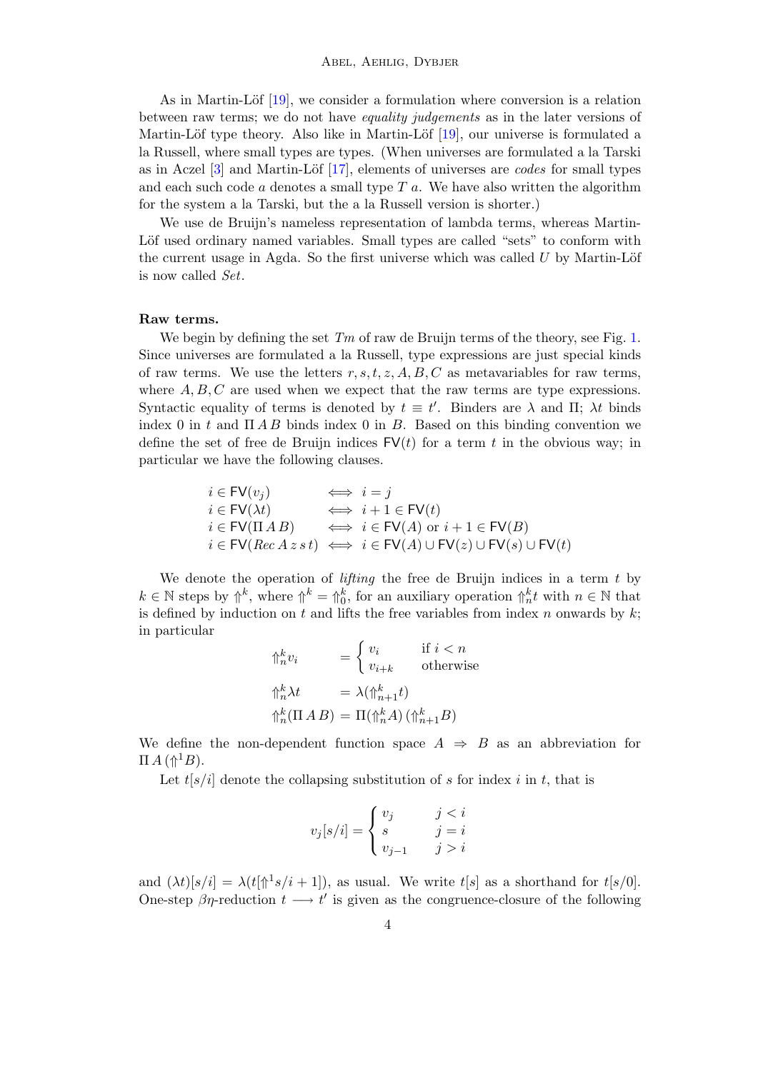As in Martin-Löf [19], we consider a formulation where conversion is a relation between raw terms; we do not have *equality judgements* as in the later versions of Martin-Löf type theory. Also like in Martin-Löf [19], our universe is formulated a la Russell, where small types are types. (When universes are formulated a la Tarski as in Aczel [3] and Martin-Löf [17], elements of universes are *codes* for small types and each such code $a$ denotes a small type $T\ a$. We have also written the algorithm for the system a la Tarski, but the a la Russell version is shorter.)

We use de Bruijn's nameless representation of lambda terms, whereas Martin-Löf used ordinary named variables. Small types are called "sets" to conform with the current usage in Agda. So the first universe which was called $U$ by Martin-Löf is now called *Set*.

**Raw terms.**

We begin by defining the set $Tm$ of raw de Bruijn terms of the theory, see Fig. 1. Since universes are formulated a la Russell, type expressions are just special kinds of raw terms. We use the letters $r, s, t, z, A, B, C$ as metavariables for raw terms, where $A, B, C$ are used when we expect that the raw terms are type expressions. Syntactic equality of terms is denoted by $t \equiv t'$. Binders are $\lambda$ and $\Pi$; $\lambda t$ binds index 0 in $t$ and $\Pi\, A\, B$ binds index 0 in $B$. Based on this binding convention we define the set of free de Bruijn indices $\mathsf{FV}(t)$ for a term $t$ in the obvious way; in particular we have the following clauses.

$$
\begin{array}{lcl}
i \in \mathsf{FV}(v_j) & \iff & i = j \\
i \in \mathsf{FV}(\lambda t) & \iff & i+1 \in \mathsf{FV}(t) \\
i \in \mathsf{FV}(\Pi\, A\, B) & \iff & i \in \mathsf{FV}(A) \text{ or } i+1 \in \mathsf{FV}(B) \\
i \in \mathsf{FV}(\mathit{Rec}\, A\, z\, s\, t) & \iff & i \in \mathsf{FV}(A) \cup \mathsf{FV}(z) \cup \mathsf{FV}(s) \cup \mathsf{FV}(t)
\end{array}
$$

We denote the operation of *lifting* the free de Bruijn indices in a term $t$ by $k \in \mathbb{N}$ steps by $\Uparrow^k$, where $\Uparrow^k = \Uparrow^k_0$, for an auxiliary operation $\Uparrow^k_n t$ with $n \in \mathbb{N}$ that is defined by induction on $t$ and lifts the free variables from index $n$ onwards by $k$; in particular

$$
\begin{aligned}
\Uparrow^k_n v_i &= \begin{cases} v_i & \text{if } i < n \\ v_{i+k} & \text{otherwise} \end{cases} \\
\Uparrow^k_n \lambda t &= \lambda(\Uparrow^k_{n+1} t) \\
\Uparrow^k_n (\Pi\, A\, B) &= \Pi(\Uparrow^k_n A)\,(\Uparrow^k_{n+1} B)
\end{aligned}
$$

We define the non-dependent function space $A \Rightarrow B$ as an abbreviation for $\Pi\, A\, (\Uparrow^1 B)$.

Let $t[s/i]$ denote the collapsing substitution of $s$ for index $i$ in $t$, that is

$$
v_j[s/i] = \begin{cases} v_j & j < i \\ s & j = i \\ v_{j-1} & j > i \end{cases}
$$

and $(\lambda t)[s/i] = \lambda(t[\Uparrow^1 s/i+1])$, as usual. We write $t[s]$ as a shorthand for $t[s/0]$. One-step $\beta\eta$-reduction $t \longrightarrow t'$ is given as the congruence-closure of the following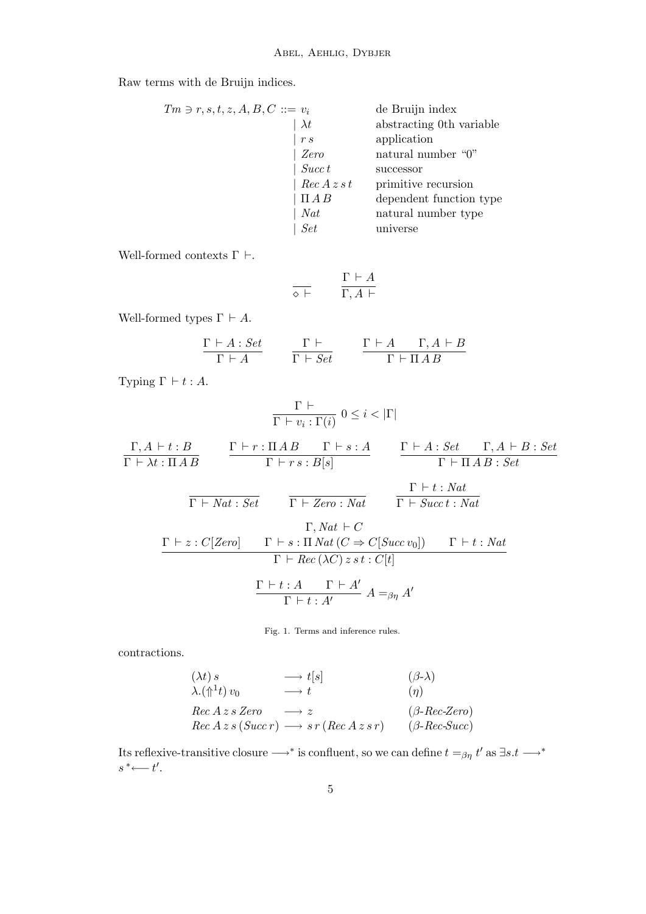Raw terms with de Bruijn indices.

$$
\begin{array}{rcll}
Tm \ni r, s, t, z, A, B, C & ::= & v_i & \text{de Bruijn index} \\
& | & \lambda t & \text{abstracting 0th variable} \\
& | & r\, s & \text{application} \\
& | & \mathit{Zero} & \text{natural number “0”} \\
& | & \mathit{Succ}\, t & \text{successor} \\
& | & \mathit{Rec}\, A\, z\, s\, t & \text{primitive recursion} \\
& | & \Pi\, A\, B & \text{dependent function type} \\
& | & \mathit{Nat} & \text{natural number type} \\
& | & \mathit{Set} & \text{universe}
\end{array}
$$

Well-formed contexts $\Gamma \vdash$.

$$
\frac{}{\diamond \vdash} \qquad \frac{\Gamma \vdash A}{\Gamma, A \vdash}
$$

Well-formed types $\Gamma \vdash A$.

$$
\frac{\Gamma \vdash A : \mathit{Set}}{\Gamma \vdash A} \qquad \frac{\Gamma \vdash}{\Gamma \vdash \mathit{Set}} \qquad \frac{\Gamma \vdash A \qquad \Gamma, A \vdash B}{\Gamma \vdash \Pi\, A\, B}
$$

Typing $\Gamma \vdash t : A$.

$$
\frac{\Gamma \vdash}{\Gamma \vdash v_i : \Gamma(i)}\ 0 \leq i < |\Gamma|
$$

$$
\frac{\Gamma, A \vdash t : B}{\Gamma \vdash \lambda t : \Pi\, A\, B} \qquad \frac{\Gamma \vdash r : \Pi\, A\, B \qquad \Gamma \vdash s : A}{\Gamma \vdash r\, s : B[s]} \qquad \frac{\Gamma \vdash A : \mathit{Set} \qquad \Gamma, A \vdash B : \mathit{Set}}{\Gamma \vdash \Pi\, A\, B : \mathit{Set}}
$$

$$
\frac{}{\Gamma \vdash \mathit{Nat} : \mathit{Set}} \qquad \frac{}{\Gamma \vdash \mathit{Zero} : \mathit{Nat}} \qquad \frac{\Gamma \vdash t : \mathit{Nat}}{\Gamma \vdash \mathit{Succ}\, t : \mathit{Nat}}
$$

$$
\frac{\begin{array}{c}\Gamma, \mathit{Nat} \vdash C \\ \Gamma \vdash z : C[\mathit{Zero}] \qquad \Gamma \vdash s : \Pi\, \mathit{Nat}\, (C \Rightarrow C[\mathit{Succ}\, v_0]) \qquad \Gamma \vdash t : \mathit{Nat}\end{array}}{\Gamma \vdash \mathit{Rec}\, (\lambda C)\, z\, s\, t : C[t]}
$$

$$
\frac{\Gamma \vdash t : A \qquad \Gamma \vdash A'}{\Gamma \vdash t : A'}\ A =_{\beta\eta} A'
$$

Fig. 1. Terms and inference rules.

contractions.

$$
\begin{array}{lll}
(\lambda t)\, s & \longrightarrow t[s] & (\beta\text{-}\lambda) \\
\lambda.(\Uparrow^1 t)\, v_0 & \longrightarrow t & (\eta) \\
\mathit{Rec}\, A\, z\, s\, \mathit{Zero} & \longrightarrow z & (\beta\text{-}\mathit{Rec}\text{-}\mathit{Zero}) \\
\mathit{Rec}\, A\, z\, s\, (\mathit{Succ}\, r) & \longrightarrow s\, r\, (\mathit{Rec}\, A\, z\, s\, r) & (\beta\text{-}\mathit{Rec}\text{-}\mathit{Succ})
\end{array}
$$

Its reflexive-transitive closure $\longrightarrow^*$ is confluent, so we can define $t =_{\beta\eta} t'$ as $\exists s. t \longrightarrow^* s \;{}^*\!\!\longleftarrow t'$.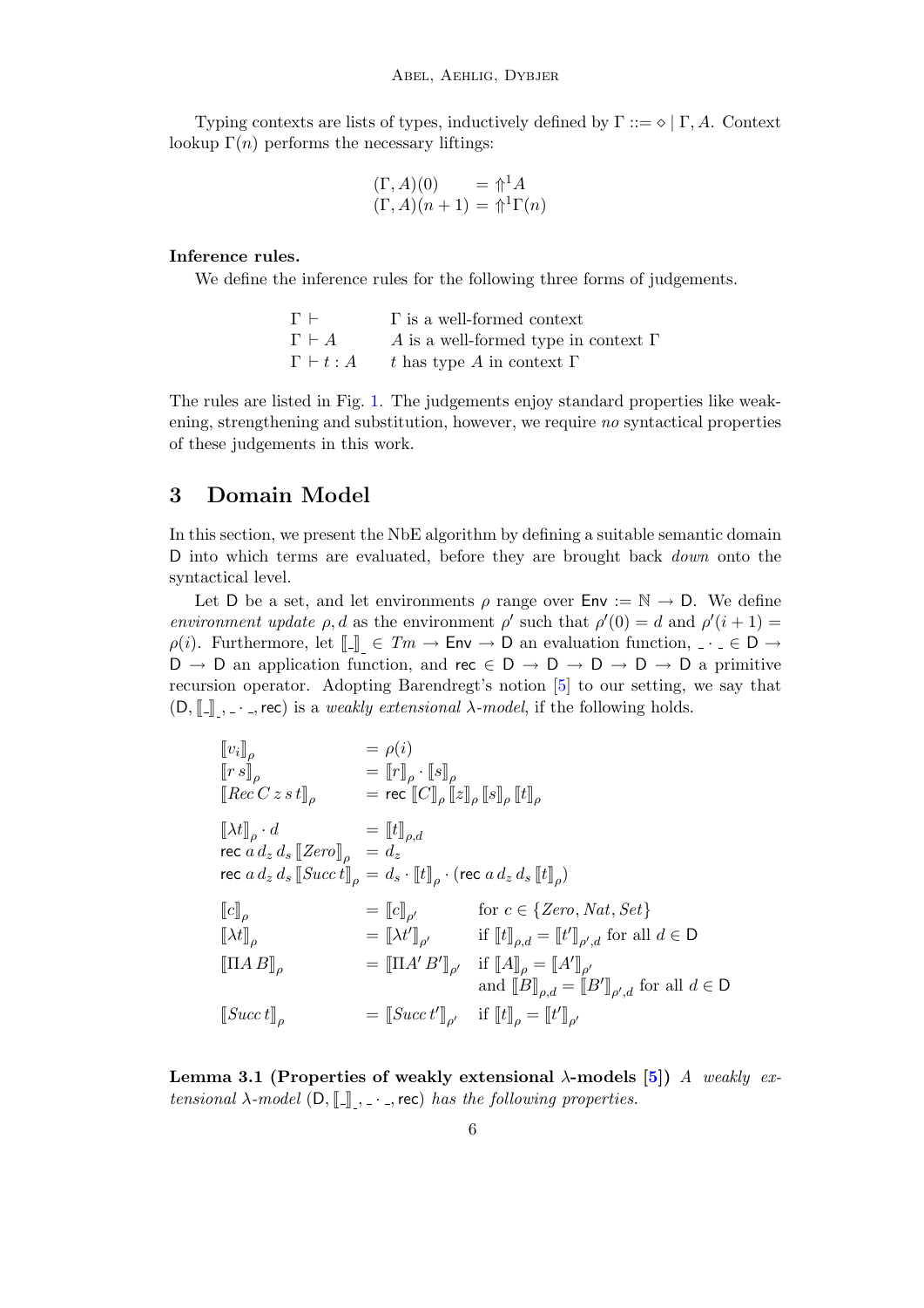Typing contexts are lists of types, inductively defined by $\Gamma ::= \diamond \mid \Gamma, A$. Context lookup $\Gamma(n)$ performs the necessary liftings:

$$
\begin{array}{ll}
(\Gamma, A)(0) & = \Uparrow^1 A \\
(\Gamma, A)(n+1) & = \Uparrow^1 \Gamma(n)
\end{array}
$$

**Inference rules.**

We define the inference rules for the following three forms of judgements.

| | |
|---|---|
| $\Gamma \vdash$ | $\Gamma$ is a well-formed context |
| $\Gamma \vdash A$ | $A$ is a well-formed type in context $\Gamma$ |
| $\Gamma \vdash t : A$ | $t$ has type $A$ in context $\Gamma$ |

The rules are listed in Fig. 1. The judgements enjoy standard properties like weakening, strengthening and substitution, however, we require *no* syntactical properties of these judgements in this work.

## 3 Domain Model

In this section, we present the NbE algorithm by defining a suitable semantic domain $\mathsf{D}$ into which terms are evaluated, before they are brought back *down* onto the syntactical level.

Let $\mathsf{D}$ be a set, and let environments $\rho$ range over $\mathsf{Env} := \mathbb{N} \to \mathsf{D}$. We define *environment update* $\rho, d$ as the environment $\rho'$ such that $\rho'(0) = d$ and $\rho'(i+1) = \rho(i)$. Furthermore, let $[\![\_]\!]_{\_} \in Tm \to \mathsf{Env} \to \mathsf{D}$ an evaluation function, $\_ \cdot \_ \in \mathsf{D} \to \mathsf{D} \to \mathsf{D}$ an application function, and $\mathsf{rec} \in \mathsf{D} \to \mathsf{D} \to \mathsf{D} \to \mathsf{D} \to \mathsf{D}$ a primitive recursion operator. Adopting Barendregt's notion [5] to our setting, we say that $(\mathsf{D}, [\![\_]\!]_{\_}, \_ \cdot \_, \mathsf{rec})$ is a *weakly extensional* $\lambda$*-model*, if the following holds.

$$
\begin{array}{lll}
[\![v_i]\!]_\rho & = \rho(i) & \\
[\![r\, s]\!]_\rho & = [\![r]\!]_\rho \cdot [\![s]\!]_\rho & \\
[\![Rec\, C\, z\, s\, t]\!]_\rho & = \mathsf{rec}\, [\![C]\!]_\rho\, [\![z]\!]_\rho\, [\![s]\!]_\rho\, [\![t]\!]_\rho & \\
 & & \\
[\![\lambda t]\!]_\rho \cdot d & = [\![t]\!]_{\rho,d} & \\
\mathsf{rec}\, a\, d_z\, d_s\, [\![Zero]\!]_\rho & = d_z & \\
\mathsf{rec}\, a\, d_z\, d_s\, [\![Succ\, t]\!]_\rho & = d_s \cdot [\![t]\!]_\rho \cdot (\mathsf{rec}\, a\, d_z\, d_s\, [\![t]\!]_\rho) & \\
 & & \\
[\![c]\!]_\rho & = [\![c]\!]_{\rho'} & \text{for } c \in \{Zero, Nat, Set\} \\
[\![\lambda t]\!]_\rho & = [\![\lambda t']\!]_{\rho'} & \text{if } [\![t]\!]_{\rho,d} = [\![t']\!]_{\rho',d} \text{ for all } d \in \mathsf{D} \\
[\![\Pi A\, B]\!]_\rho & = [\![\Pi A'\, B']\!]_{\rho'} & \text{if } [\![A]\!]_\rho = [\![A']\!]_{\rho'} \\
 & & \text{and } [\![B]\!]_{\rho,d} = [\![B']\!]_{\rho',d} \text{ for all } d \in \mathsf{D} \\
[\![Succ\, t]\!]_\rho & = [\![Succ\, t']\!]_{\rho'} & \text{if } [\![t]\!]_\rho = [\![t']\!]_{\rho'}
\end{array}
$$

**Lemma 3.1 (Properties of weakly extensional $\lambda$-models [5])** *A weakly extensional $\lambda$-model $(\mathsf{D}, [\![\_]\!]_{\_}, \_ \cdot \_, \mathsf{rec})$ has the following properties.*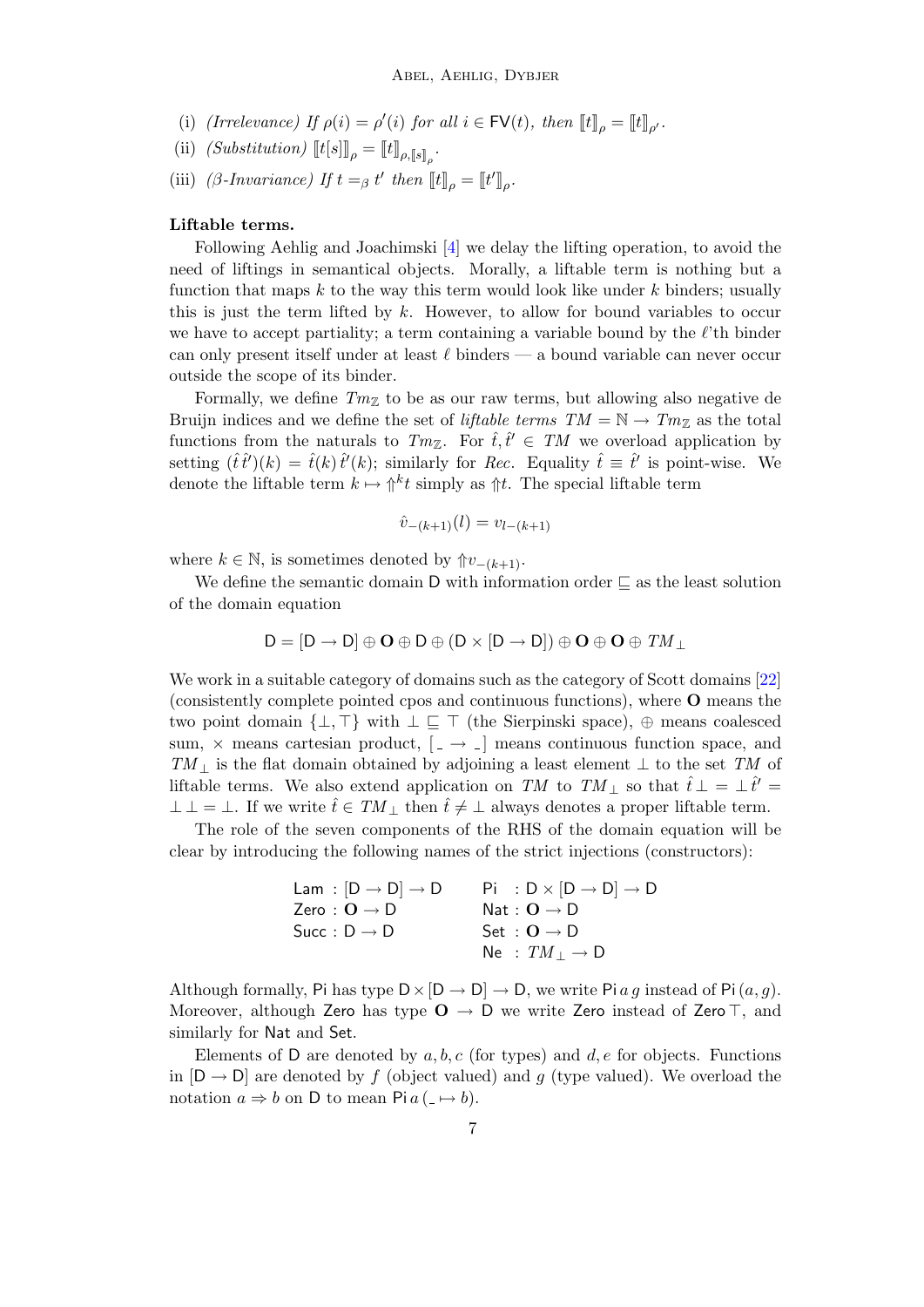(i) *(Irrelevance)* If $\rho(i) = \rho'(i)$ for all $i \in \mathsf{FV}(t)$, then $[\![t]\!]_\rho = [\![t]\!]_{\rho'}$.

(ii) *(Substitution)* $[\![t[s]]\!]_\rho = [\![t]\!]_{\rho,[\![s]\!]_\rho}$.

(iii) *($\beta$-Invariance)* If $t =_\beta t'$ then $[\![t]\!]_\rho = [\![t']\!]_\rho$.

**Liftable terms.**

Following Aehlig and Joachimski [4] we delay the lifting operation, to avoid the need of liftings in semantical objects. Morally, a liftable term is nothing but a function that maps $k$ to the way this term would look like under $k$ binders; usually this is just the term lifted by $k$. However, to allow for bound variables to occur we have to accept partiality; a term containing a variable bound by the $\ell$'th binder can only present itself under at least $\ell$ binders — a bound variable can never occur outside the scope of its binder.

Formally, we define $Tm_{\mathbb{Z}}$ to be as our raw terms, but allowing also negative de Bruijn indices and we define the set of *liftable terms* $TM = \mathbb{N} \to Tm_{\mathbb{Z}}$ as the total functions from the naturals to $Tm_{\mathbb{Z}}$. For $\hat{t}, \hat{t}' \in TM$ we overload application by setting $(\hat{t}\,\hat{t}')(k) = \hat{t}(k)\,\hat{t}'(k)$; similarly for *Rec*. Equality $\hat{t} \equiv \hat{t}'$ is point-wise. We denote the liftable term $k \mapsto \Uparrow^k t$ simply as $\Uparrow t$. The special liftable term

$$\hat{v}_{-(k+1)}(l) = v_{l-(k+1)}$$

where $k \in \mathbb{N}$, is sometimes denoted by $\Uparrow v_{-(k+1)}$.

We define the semantic domain $\mathsf{D}$ with information order $\sqsubseteq$ as the least solution of the domain equation

$$\mathsf{D} = [\mathsf{D} \to \mathsf{D}] \oplus \mathbf{O} \oplus \mathsf{D} \oplus (\mathsf{D} \times [\mathsf{D} \to \mathsf{D}]) \oplus \mathbf{O} \oplus \mathbf{O} \oplus TM_\bot$$

We work in a suitable category of domains such as the category of Scott domains [22] (consistently complete pointed cpos and continuous functions), where $\mathbf{O}$ means the two point domain $\{\bot, \top\}$ with $\bot \sqsubseteq \top$ (the Sierpinski space), $\oplus$ means coalesced sum, $\times$ means cartesian product, $[\_ \to \_]$ means continuous function space, and $TM_\bot$ is the flat domain obtained by adjoining a least element $\bot$ to the set $TM$ of liftable terms. We also extend application on $TM$ to $TM_\bot$ so that $\hat{t}\,\bot = \bot\,\hat{t}' = \bot\,\bot = \bot$. If we write $\hat{t} \in TM_\bot$ then $\hat{t} \neq \bot$ always denotes a proper liftable term.

The role of the seven components of the RHS of the domain equation will be clear by introducing the following names of the strict injections (constructors):

$$\begin{array}{ll}
\mathsf{Lam} : [\mathsf{D} \to \mathsf{D}] \to \mathsf{D} & \mathsf{Pi} \;\, : \mathsf{D} \times [\mathsf{D} \to \mathsf{D}] \to \mathsf{D} \\
\mathsf{Zero} : \mathbf{O} \to \mathsf{D} & \mathsf{Nat} : \mathbf{O} \to \mathsf{D} \\
\mathsf{Succ} : \mathsf{D} \to \mathsf{D} & \mathsf{Set} \;\, : \mathbf{O} \to \mathsf{D} \\
 & \mathsf{Ne} \;\, : TM_\bot \to \mathsf{D}
\end{array}$$

Although formally, $\mathsf{Pi}$ has type $\mathsf{D} \times [\mathsf{D} \to \mathsf{D}] \to \mathsf{D}$, we write $\mathsf{Pi}\,a\,g$ instead of $\mathsf{Pi}\,(a, g)$. Moreover, although $\mathsf{Zero}$ has type $\mathbf{O} \to \mathsf{D}$ we write $\mathsf{Zero}$ instead of $\mathsf{Zero}\,\top$, and similarly for $\mathsf{Nat}$ and $\mathsf{Set}$.

Elements of $\mathsf{D}$ are denoted by $a, b, c$ (for types) and $d, e$ for objects. Functions in $[\mathsf{D} \to \mathsf{D}]$ are denoted by $f$ (object valued) and $g$ (type valued). We overload the notation $a \Rightarrow b$ on $\mathsf{D}$ to mean $\mathsf{Pi}\,a\,(\_ \mapsto b)$.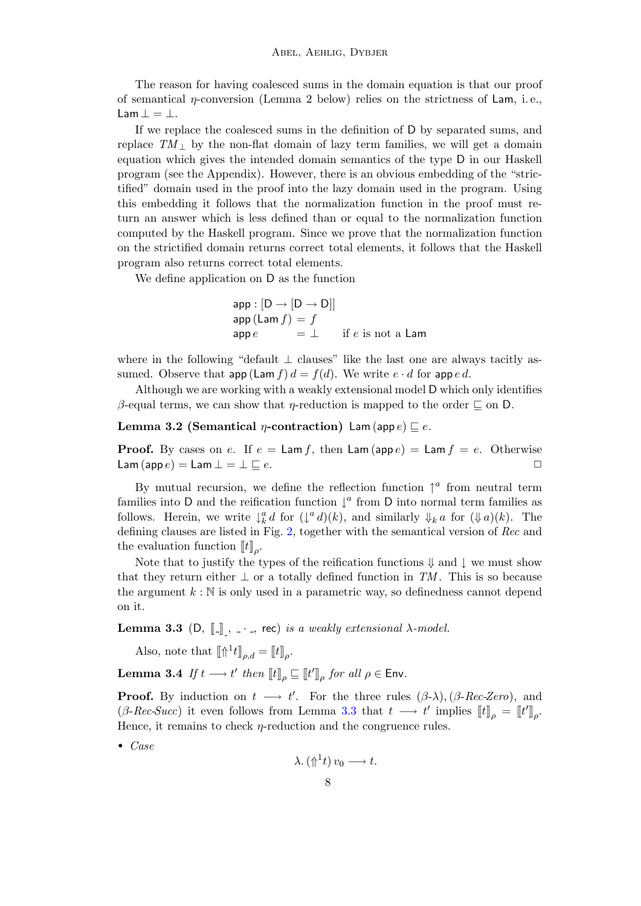The reason for having coalesced sums in the domain equation is that our proof of semantical $\eta$-conversion (Lemma 2 below) relies on the strictness of $\mathsf{Lam}$, i.e., $\mathsf{Lam}\,\bot = \bot$.

If we replace the coalesced sums in the definition of $\mathsf{D}$ by separated sums, and replace $TM_\bot$ by the non-flat domain of lazy term families, we will get a domain equation which gives the intended domain semantics of the type $\mathsf{D}$ in our Haskell program (see the Appendix). However, there is an obvious embedding of the "strictified" domain used in the proof into the lazy domain used in the program. Using this embedding it follows that the normalization function in the proof must return an answer which is less defined than or equal to the normalization function computed by the Haskell program. Since we prove that the normalization function on the strictified domain returns correct total elements, it follows that the Haskell program also returns correct total elements.

We define application on $\mathsf{D}$ as the function

$$
\begin{array}{lll}
\mathsf{app} : [\mathsf{D} \to [\mathsf{D} \to \mathsf{D}]] & & \\
\mathsf{app}\,(\mathsf{Lam}\,f) = f & & \\
\mathsf{app}\,e \qquad\;\; = \bot & & \text{if } e \text{ is not a } \mathsf{Lam}
\end{array}
$$

where in the following "default $\bot$ clauses" like the last one are always tacitly assumed. Observe that $\mathsf{app}\,(\mathsf{Lam}\,f)\,d = f(d)$. We write $e \cdot d$ for $\mathsf{app}\,e\,d$.

Although we are working with a weakly extensional model $\mathsf{D}$ which only identifies $\beta$-equal terms, we can show that $\eta$-reduction is mapped to the order $\sqsubseteq$ on $\mathsf{D}$.

**Lemma 3.2 (Semantical $\eta$-contraction)** $\mathsf{Lam}\,(\mathsf{app}\,e) \sqsubseteq e$.

**Proof.** By cases on $e$. If $e = \mathsf{Lam}\,f$, then $\mathsf{Lam}\,(\mathsf{app}\,e) = \mathsf{Lam}\,f = e$. Otherwise $\mathsf{Lam}\,(\mathsf{app}\,e) = \mathsf{Lam}\,\bot = \bot \sqsubseteq e$. $\square$

By mutual recursion, we define the reflection function $\uparrow^a$ from neutral term families into $\mathsf{D}$ and the reification function $\downarrow^a$ from $\mathsf{D}$ into normal term families as follows. Herein, we write $\downarrow^a_k d$ for $(\downarrow^a d)(k)$, and similarly $\Downarrow_k a$ for $(\Downarrow a)(k)$. The defining clauses are listed in Fig. 2, together with the semantical version of *Rec* and the evaluation function $[\![t]\!]_\rho$.

Note that to justify the types of the reification functions $\Downarrow$ and $\downarrow$ we must show that they return either $\bot$ or a totally defined function in $TM$. This is so because the argument $k : \mathbb{N}$ is only used in a parametric way, so definedness cannot depend on it.

**Lemma 3.3** $(\mathsf{D},\ [\![\_]\!]_{\_},\ \_\cdot\_,\ \mathsf{rec})$ *is a weakly extensional $\lambda$-model.*

Also, note that $[\![\Uparrow^1 t]\!]_{\rho,d} = [\![t]\!]_\rho$.

**Lemma 3.4** *If $t \longrightarrow t'$ then $[\![t]\!]_\rho \sqsubseteq [\![t']\!]_\rho$ for all $\rho \in \mathsf{Env}$.*

**Proof.** By induction on $t \longrightarrow t'$. For the three rules $(\beta\text{-}\lambda), (\beta\text{-}Rec\text{-}Zero)$, and $(\beta\text{-}Rec\text{-}Succ)$ it even follows from Lemma 3.3 that $t \longrightarrow t'$ implies $[\![t]\!]_\rho = [\![t']\!]_\rho$. Hence, it remains to check $\eta$-reduction and the congruence rules.

- *Case*

$$\lambda.\,(\Uparrow^1 t)\,v_0 \longrightarrow t.$$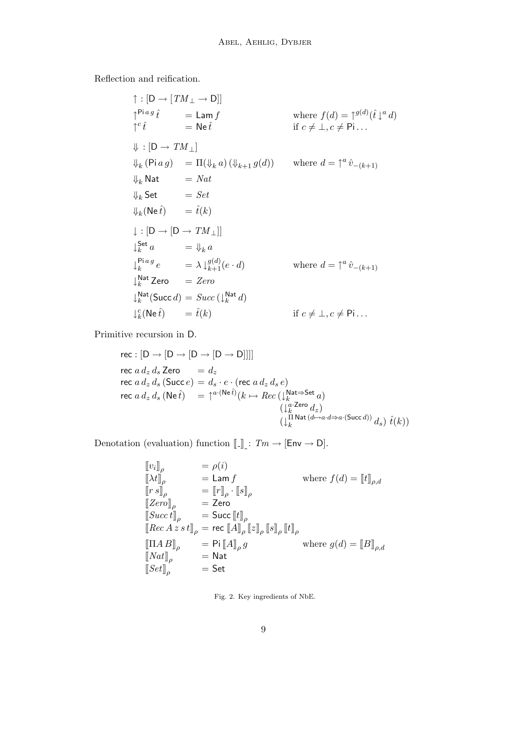Reflection and reification.

$$
\begin{array}{lll}
\uparrow : [\mathsf{D} \to [TM_\bot \to \mathsf{D}]] & & \\
\uparrow^{\mathsf{Pi}\,a\,g}\,\hat{t} & = \mathsf{Lam}\,f & \text{where } f(d) = \uparrow^{g(d)}(\hat{t}\downarrow^{a} d) \\
\uparrow^{c}\,\hat{t} & = \mathsf{Ne}\,\hat{t} & \text{if } c \neq \bot, c \neq \mathsf{Pi}\ldots \\
 & & \\
\Downarrow : [\mathsf{D} \to TM_\bot] & & \\
\Downarrow_k (\mathsf{Pi}\,a\,g) & = \Pi(\Downarrow_k a)\,(\Downarrow_{k+1} g(d)) & \text{where } d = \uparrow^{a} \hat{v}_{-(k+1)} \\
\Downarrow_k \mathsf{Nat} & = \mathit{Nat} & \\
\Downarrow_k \mathsf{Set} & = \mathit{Set} & \\
\Downarrow_k (\mathsf{Ne}\,\hat{t}) & = \hat{t}(k) & \\
 & & \\
\downarrow : [\mathsf{D} \to [\mathsf{D} \to TM_\bot]] & & \\
\downarrow_k^{\mathsf{Set}} a & = \Downarrow_k a & \\
\downarrow_k^{\mathsf{Pi}\,a\,g} e & = \lambda \downarrow_{k+1}^{g(d)}(e \cdot d) & \text{where } d = \uparrow^{a} \hat{v}_{-(k+1)} \\
\downarrow_k^{\mathsf{Nat}} \mathsf{Zero} & = \mathit{Zero} & \\
\downarrow_k^{\mathsf{Nat}} (\mathsf{Succ}\,d) & = \mathit{Succ}\,(\downarrow_k^{\mathsf{Nat}} d) & \\
\downarrow_k^{c} (\mathsf{Ne}\,\hat{t}) & = \hat{t}(k) & \text{if } c \neq \bot, c \neq \mathsf{Pi}\ldots
\end{array}
$$

Primitive recursion in D.

$$
\begin{array}{ll}
\mathsf{rec} : [\mathsf{D} \to [\mathsf{D} \to [\mathsf{D} \to [\mathsf{D} \to \mathsf{D}]]]] & \\
\mathsf{rec}\; a\, d_z\, d_s\, \mathsf{Zero} & = d_z \\
\mathsf{rec}\; a\, d_z\, d_s\, (\mathsf{Succ}\, e) & = d_s \cdot e \cdot (\mathsf{rec}\; a\, d_z\, d_s\, e) \\
\mathsf{rec}\; a\, d_z\, d_s\, (\mathsf{Ne}\,\hat{t}) & = \uparrow^{a \cdot (\mathsf{Ne}\,\hat{t})}(k \mapsto \mathit{Rec}\,(\downarrow_k^{\mathsf{Nat} \Rightarrow \mathsf{Set}} a) \\
 & \qquad (\downarrow_k^{a \cdot \mathsf{Zero}} d_z) \\
 & \qquad (\downarrow_k^{\Pi\,\mathsf{Nat}\,(d \mapsto a \cdot d \Rightarrow a \cdot (\mathsf{Succ}\, d))} d_s)\; \hat{t}(k))
\end{array}
$$

Denotation (evaluation) function $[\![\_]\!]_\_ : Tm \to [\mathsf{Env} \to \mathsf{D}]$.

$$
\begin{array}{lll}
[\![v_i]\!]_\rho & = \rho(i) & \\
[\![\lambda t]\!]_\rho & = \mathsf{Lam}\,f & \text{where } f(d) = [\![t]\!]_{\rho,d} \\
[\![r\,s]\!]_\rho & = [\![r]\!]_\rho \cdot [\![s]\!]_\rho & \\
[\![\mathit{Zero}]\!]_\rho & = \mathsf{Zero} & \\
[\![\mathit{Succ}\,t]\!]_\rho & = \mathsf{Succ}\,[\![t]\!]_\rho & \\
[\![\mathit{Rec}\,A\,z\,s\,t]\!]_\rho & = \mathsf{rec}\,[\![A]\!]_\rho\,[\![z]\!]_\rho\,[\![s]\!]_\rho\,[\![t]\!]_\rho & \\
[\![\Pi A\,B]\!]_\rho & = \mathsf{Pi}\,[\![A]\!]_\rho\,g & \text{where } g(d) = [\![B]\!]_{\rho,d} \\
[\![\mathit{Nat}]\!]_\rho & = \mathsf{Nat} & \\
[\![\mathit{Set}]\!]_\rho & = \mathsf{Set} &
\end{array}
$$

Fig. 2. Key ingredients of NbE.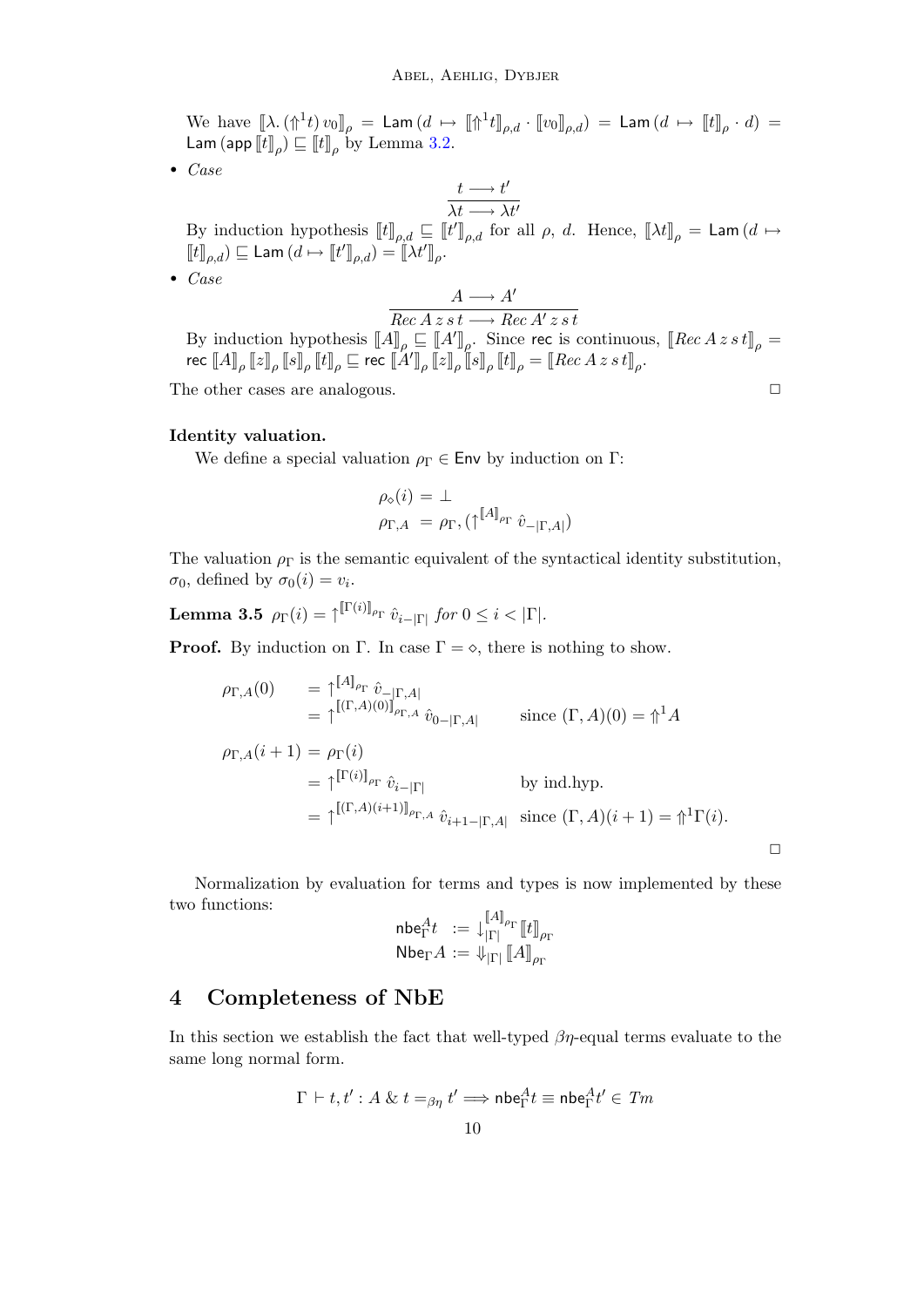We have $[\![\lambda.\,(\Uparrow^1 t)\, v_0]\!]_\rho = \mathsf{Lam}\,(d \mapsto [\![\Uparrow^1 t]\!]_{\rho,d} \cdot [\![v_0]\!]_{\rho,d}) = \mathsf{Lam}\,(d \mapsto [\![t]\!]_\rho \cdot d) = \mathsf{Lam}\,(\mathsf{app}\,[\![t]\!]_\rho) \sqsubseteq [\![t]\!]_\rho$ by Lemma 3.2.

- *Case*

$$\frac{t \longrightarrow t'}{\lambda t \longrightarrow \lambda t'}$$

By induction hypothesis $[\![t]\!]_{\rho,d} \sqsubseteq [\![t']\!]_{\rho,d}$ for all $\rho$, $d$. Hence, $[\![\lambda t]\!]_\rho = \mathsf{Lam}\,(d \mapsto [\![t]\!]_{\rho,d}) \sqsubseteq \mathsf{Lam}\,(d \mapsto [\![t']\!]_{\rho,d}) = [\![\lambda t']\!]_\rho$.

- *Case*

$$\frac{A \longrightarrow A'}{\mathit{Rec}\,A\,z\,s\,t \longrightarrow \mathit{Rec}\,A'\,z\,s\,t}$$

By induction hypothesis $[\![A]\!]_\rho \sqsubseteq [\![A']\!]_\rho$. Since $\mathsf{rec}$ is continuous, $[\![\mathit{Rec}\,A\,z\,s\,t]\!]_\rho = \mathsf{rec}\,[\![A]\!]_\rho\,[\![z]\!]_\rho\,[\![s]\!]_\rho\,[\![t]\!]_\rho \sqsubseteq \mathsf{rec}\,[\![A']\!]_\rho\,[\![z]\!]_\rho\,[\![s]\!]_\rho\,[\![t]\!]_\rho = [\![\mathit{Rec}\,A\,z\,s\,t]\!]_\rho$.

The other cases are analogous. □

**Identity valuation.**

We define a special valuation $\rho_\Gamma \in \mathsf{Env}$ by induction on $\Gamma$:

$$\begin{aligned}
\rho_\diamond(i) &= \bot \\
\rho_{\Gamma,A} &= \rho_\Gamma, (\uparrow^{[\![A]\!]_{\rho_\Gamma}} \hat{v}_{-|\Gamma,A|})
\end{aligned}$$

The valuation $\rho_\Gamma$ is the semantic equivalent of the syntactical identity substitution, $\sigma_0$, defined by $\sigma_0(i) = v_i$.

**Lemma 3.5** $\rho_\Gamma(i) = \uparrow^{[\![\Gamma(i)]\!]_{\rho_\Gamma}} \hat{v}_{i-|\Gamma|}$ *for* $0 \leq i < |\Gamma|$.

**Proof.** By induction on $\Gamma$. In case $\Gamma = \diamond$, there is nothing to show.

$$\begin{aligned}
\rho_{\Gamma,A}(0) &= \uparrow^{[\![A]\!]_{\rho_\Gamma}} \hat{v}_{-|\Gamma,A|} \\
&= \uparrow^{[\![(\Gamma,A)(0)]\!]_{\rho_{\Gamma,A}}} \hat{v}_{0-|\Gamma,A|} && \text{since } (\Gamma,A)(0) = \Uparrow^1 A \\
\rho_{\Gamma,A}(i+1) &= \rho_\Gamma(i) \\
&= \uparrow^{[\![\Gamma(i)]\!]_{\rho_\Gamma}} \hat{v}_{i-|\Gamma|} && \text{by ind.hyp.} \\
&= \uparrow^{[\![(\Gamma,A)(i+1)]\!]_{\rho_{\Gamma,A}}} \hat{v}_{i+1-|\Gamma,A|} && \text{since } (\Gamma,A)(i+1) = \Uparrow^1 \Gamma(i).
\end{aligned}$$

□

Normalization by evaluation for terms and types is now implemented by these two functions:

$$\begin{aligned}
\mathsf{nbe}^A_\Gamma t &:= \downarrow^{[\![A]\!]_{\rho_\Gamma}}_{|\Gamma|} [\![t]\!]_{\rho_\Gamma} \\
\mathsf{Nbe}_\Gamma A &:= \Downarrow_{|\Gamma|} [\![A]\!]_{\rho_\Gamma}
\end{aligned}$$

# 4 Completeness of NbE

In this section we establish the fact that well-typed $\beta\eta$-equal terms evaluate to the same long normal form.

$$\Gamma \vdash t, t' : A \;\&\; t =_{\beta\eta} t' \Longrightarrow \mathsf{nbe}^A_\Gamma t \equiv \mathsf{nbe}^A_\Gamma t' \in \mathit{Tm}$$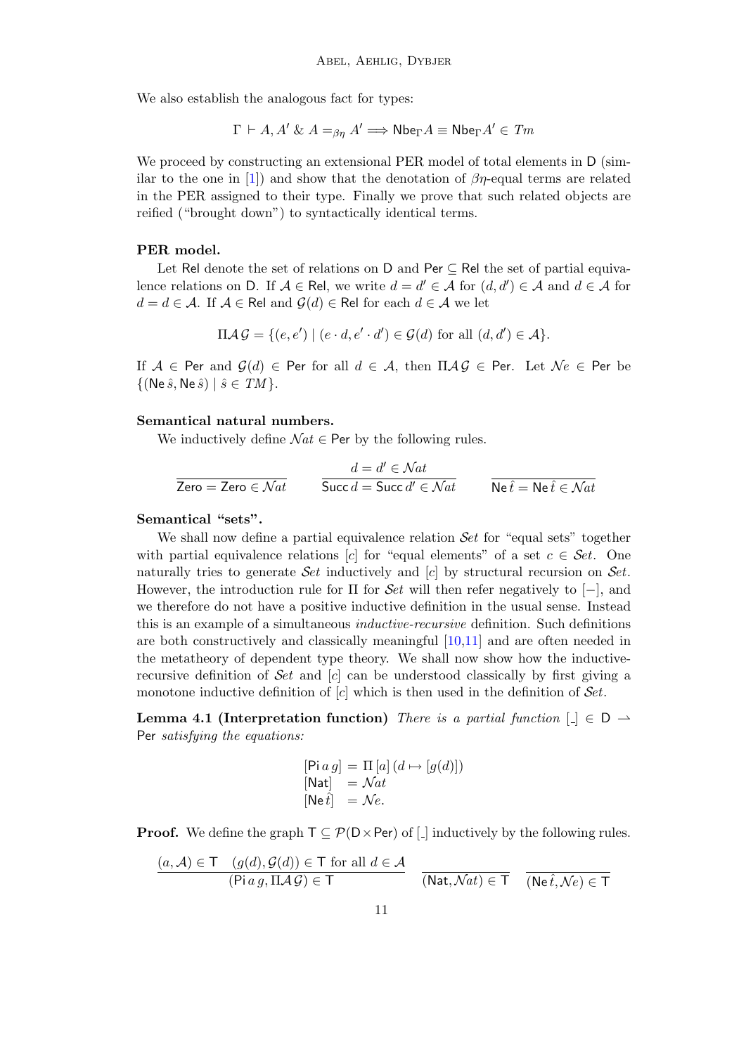We also establish the analogous fact for types:

$$\Gamma \vdash A, A' \;\&\; A =_{\beta\eta} A' \Longrightarrow \mathsf{Nbe}_\Gamma A \equiv \mathsf{Nbe}_\Gamma A' \in \mathit{Tm}$$

We proceed by constructing an extensional PER model of total elements in $\mathsf{D}$ (similar to the one in [1]) and show that the denotation of $\beta\eta$-equal terms are related in the PER assigned to their type. Finally we prove that such related objects are reified ("brought down") to syntactically identical terms.

**PER model.**

Let $\mathsf{Rel}$ denote the set of relations on $\mathsf{D}$ and $\mathsf{Per} \subseteq \mathsf{Rel}$ the set of partial equivalence relations on $\mathsf{D}$. If $\mathcal{A} \in \mathsf{Rel}$, we write $d = d' \in \mathcal{A}$ for $(d, d') \in \mathcal{A}$ and $d \in \mathcal{A}$ for $d = d \in \mathcal{A}$. If $\mathcal{A} \in \mathsf{Rel}$ and $\mathcal{G}(d) \in \mathsf{Rel}$ for each $d \in \mathcal{A}$ we let

$$\Pi \mathcal{A}\, \mathcal{G} = \{(e, e') \mid (e \cdot d, e' \cdot d') \in \mathcal{G}(d) \text{ for all } (d, d') \in \mathcal{A}\}.$$

If $\mathcal{A} \in \mathsf{Per}$ and $\mathcal{G}(d) \in \mathsf{Per}$ for all $d \in \mathcal{A}$, then $\Pi \mathcal{A}\, \mathcal{G} \in \mathsf{Per}$. Let $\mathcal{N}e \in \mathsf{Per}$ be $\{(\mathsf{Ne}\, \hat{s}, \mathsf{Ne}\, \hat{s}) \mid \hat{s} \in \mathit{TM}\}$.

**Semantical natural numbers.**

We inductively define $\mathcal{N}at \in \mathsf{Per}$ by the following rules.

$$\frac{}{\mathsf{Zero} = \mathsf{Zero} \in \mathcal{N}at} \qquad \frac{d = d' \in \mathcal{N}at}{\mathsf{Succ}\, d = \mathsf{Succ}\, d' \in \mathcal{N}at} \qquad \frac{}{\mathsf{Ne}\, \hat{t} = \mathsf{Ne}\, \hat{t} \in \mathcal{N}at}$$

**Semantical "sets".**

We shall now define a partial equivalence relation $\mathcal{S}et$ for "equal sets" together with partial equivalence relations $[c]$ for "equal elements" of a set $c \in \mathcal{S}et$. One naturally tries to generate $\mathcal{S}et$ inductively and $[c]$ by structural recursion on $\mathcal{S}et$. However, the introduction rule for $\Pi$ for $\mathcal{S}et$ will then refer negatively to $[-]$, and we therefore do not have a positive inductive definition in the usual sense. Instead this is an example of a simultaneous *inductive-recursive* definition. Such definitions are both constructively and classically meaningful [10,11] and are often needed in the metatheory of dependent type theory. We shall now show how the inductive-recursive definition of $\mathcal{S}et$ and $[c]$ can be understood classically by first giving a monotone inductive definition of $[c]$ which is then used in the definition of $\mathcal{S}et$.

**Lemma 4.1 (Interpretation function)** *There is a partial function $[\_] \in \mathsf{D} \rightharpoonup \mathsf{Per}$ satisfying the equations:*

$$\begin{aligned}
[\mathsf{Pi}\, a\, g] &= \Pi\, [a]\, (d \mapsto [g(d)]) \\
[\mathsf{Nat}] &= \mathcal{N}at \\
[\mathsf{Ne}\, \hat{t}] &= \mathcal{N}e.
\end{aligned}$$

**Proof.** We define the graph $\mathsf{T} \subseteq \mathcal{P}(\mathsf{D} \times \mathsf{Per})$ of $[\_]$ inductively by the following rules.

$$\frac{(a, \mathcal{A}) \in \mathsf{T} \quad (g(d), \mathcal{G}(d)) \in \mathsf{T} \text{ for all } d \in \mathcal{A}}{(\mathsf{Pi}\, a\, g, \Pi \mathcal{A}\, \mathcal{G}) \in \mathsf{T}} \qquad \frac{}{(\mathsf{Nat}, \mathcal{N}at) \in \mathsf{T}} \qquad \frac{}{(\mathsf{Ne}\, \hat{t}, \mathcal{N}e) \in \mathsf{T}}$$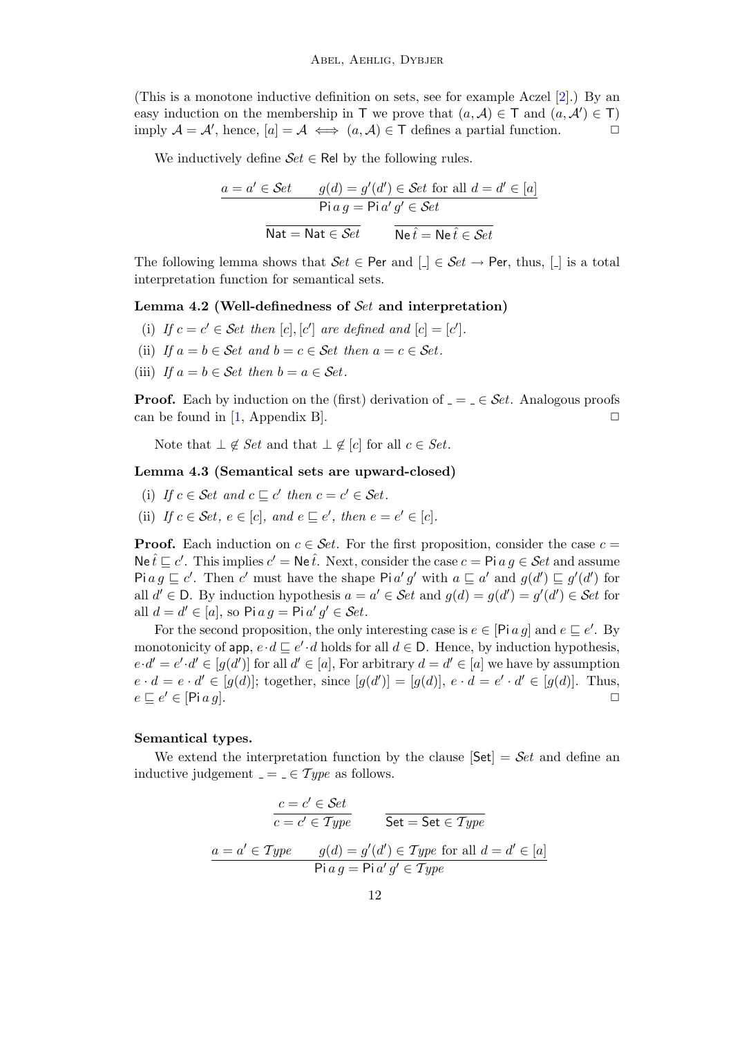(This is a monotone inductive definition on sets, see for example Aczel [2].) By an easy induction on the membership in $\mathsf{T}$ we prove that $(a, \mathcal{A}) \in \mathsf{T}$ and $(a, \mathcal{A}') \in \mathsf{T})$ imply $\mathcal{A} = \mathcal{A}'$, hence, $[a] = \mathcal{A} \iff (a, \mathcal{A}) \in \mathsf{T}$ defines a partial function. □

We inductively define $\mathcal{S}et \in \mathsf{Rel}$ by the following rules.

$$\frac{a = a' \in \mathcal{S}et \qquad g(d) = g'(d') \in \mathcal{S}et \text{ for all } d = d' \in [a]}{\mathsf{Pi}\, a\, g = \mathsf{Pi}\, a'\, g' \in \mathcal{S}et}$$

$$\frac{}{\mathsf{Nat} = \mathsf{Nat} \in \mathcal{S}et} \qquad \frac{}{\mathsf{Ne}\, \hat{t} = \mathsf{Ne}\, \hat{t} \in \mathcal{S}et}$$

The following lemma shows that $\mathcal{S}et \in \mathsf{Per}$ and $[\_] \in \mathcal{S}et \to \mathsf{Per}$, thus, $[\_]$ is a total interpretation function for semantical sets.

**Lemma 4.2 (Well-definedness of $\mathcal{S}et$ and interpretation)**

(i) *If $c = c' \in \mathcal{S}et$ then $[c], [c']$ are defined and $[c] = [c']$.*

(ii) *If $a = b \in \mathcal{S}et$ and $b = c \in \mathcal{S}et$ then $a = c \in \mathcal{S}et$.*

(iii) *If $a = b \in \mathcal{S}et$ then $b = a \in \mathcal{S}et$.*

**Proof.** Each by induction on the (first) derivation of $\_ = \_ \in \mathcal{S}et$. Analogous proofs can be found in [1, Appendix B]. □

Note that $\bot \notin \mathcal{S}et$ and that $\bot \notin [c]$ for all $c \in \mathcal{S}et$.

**Lemma 4.3 (Semantical sets are upward-closed)**

(i) *If $c \in \mathcal{S}et$ and $c \sqsubseteq c'$ then $c = c' \in \mathcal{S}et$.*

(ii) *If $c \in \mathcal{S}et$, $e \in [c]$, and $e \sqsubseteq e'$, then $e = e' \in [c]$.*

**Proof.** Each induction on $c \in \mathcal{S}et$. For the first proposition, consider the case $c = \mathsf{Ne}\, \hat{t} \sqsubseteq c'$. This implies $c' = \mathsf{Ne}\, \hat{t}$. Next, consider the case $c = \mathsf{Pi}\, a\, g \in \mathcal{S}et$ and assume $\mathsf{Pi}\, a\, g \sqsubseteq c'$. Then $c'$ must have the shape $\mathsf{Pi}\, a'\, g'$ with $a \sqsubseteq a'$ and $g(d') \sqsubseteq g'(d')$ for all $d' \in \mathsf{D}$. By induction hypothesis $a = a' \in \mathcal{S}et$ and $g(d) = g(d') = g'(d') \in \mathcal{S}et$ for all $d = d' \in [a]$, so $\mathsf{Pi}\, a\, g = \mathsf{Pi}\, a'\, g' \in \mathcal{S}et$.

For the second proposition, the only interesting case is $e \in [\mathsf{Pi}\, a\, g]$ and $e \sqsubseteq e'$. By monotonicity of $\mathsf{app}$, $e \cdot d \sqsubseteq e' \cdot d$ holds for all $d \in \mathsf{D}$. Hence, by induction hypothesis, $e \cdot d' = e' \cdot d' \in [g(d')]$ for all $d' \in [a]$, For arbitrary $d = d' \in [a]$ we have by assumption $e \cdot d = e \cdot d' \in [g(d)]$; together, since $[g(d')] = [g(d)]$, $e \cdot d = e' \cdot d' \in [g(d)]$. Thus, $e \sqsubseteq e' \in [\mathsf{Pi}\, a\, g]$. □

**Semantical types.**

We extend the interpretation function by the clause $[\mathsf{Set}] = \mathcal{S}et$ and define an inductive judgement $\_ = \_ \in \mathcal{T}ype$ as follows.

$$\frac{c = c' \in \mathcal{S}et}{c = c' \in \mathcal{T}ype} \qquad \frac{}{\mathsf{Set} = \mathsf{Set} \in \mathcal{T}ype}$$

$$\frac{a = a' \in \mathcal{T}ype \qquad g(d) = g'(d') \in \mathcal{T}ype \text{ for all } d = d' \in [a]}{\mathsf{Pi}\, a\, g = \mathsf{Pi}\, a'\, g' \in \mathcal{T}ype}$$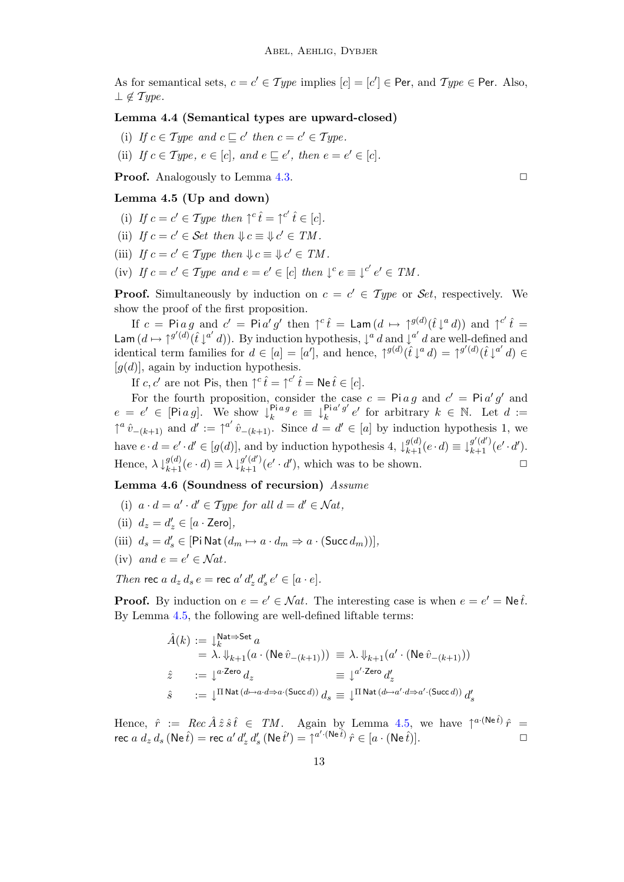As for semantical sets, $c = c' \in \mathcal{T}ype$ implies $[c] = [c'] \in \mathsf{Per}$, and $\mathcal{T}ype \in \mathsf{Per}$. Also, $\bot \notin \mathcal{T}ype$.

**Lemma 4.4 (Semantical types are upward-closed)**

(i) *If* $c \in \mathcal{T}ype$ *and* $c \sqsubseteq c'$ *then* $c = c' \in \mathcal{T}ype$.

(ii) *If* $c \in \mathcal{T}ype$, $e \in [c]$, *and* $e \sqsubseteq e'$, *then* $e = e' \in [c]$.

**Proof.** Analogously to Lemma 4.3. □

**Lemma 4.5 (Up and down)**

(i) *If* $c = c' \in \mathcal{T}ype$ *then* $\uparrow^c \hat{t} = \uparrow^{c'} \hat{t} \in [c]$.

(ii) *If* $c = c' \in \mathcal{S}et$ *then* $\Downarrow c \equiv \Downarrow c' \in \mathit{TM}$.

(iii) *If* $c = c' \in \mathcal{T}ype$ *then* $\Downarrow c \equiv \Downarrow c' \in \mathit{TM}$.

(iv) *If* $c = c' \in \mathcal{T}ype$ *and* $e = e' \in [c]$ *then* $\downarrow^c e \equiv \downarrow^{c'} e' \in \mathit{TM}$.

**Proof.** Simultaneously by induction on $c = c' \in \mathcal{T}ype$ or $\mathcal{S}et$, respectively. We show the proof of the first proposition.

If $c = \mathsf{Pi}\, a\, g$ and $c' = \mathsf{Pi}\, a'\, g'$ then $\uparrow^c \hat{t} = \mathsf{Lam}\,(d \mapsto \uparrow^{g(d)}(\hat{t} \downarrow^a d))$ and $\uparrow^{c'} \hat{t} = \mathsf{Lam}\,(d \mapsto \uparrow^{g'(d)}(\hat{t} \downarrow^{a'} d))$. By induction hypothesis, $\downarrow^a d$ and $\downarrow^{a'} d$ are well-defined and identical term families for $d \in [a] = [a']$, and hence, $\uparrow^{g(d)}(\hat{t} \downarrow^a d) = \uparrow^{g'(d)}(\hat{t} \downarrow^{a'} d) \in [g(d)]$, again by induction hypothesis.

If $c, c'$ are not Pis, then $\uparrow^c \hat{t} = \uparrow^{c'} \hat{t} = \mathsf{Ne}\, \hat{t} \in [c]$.

For the fourth proposition, consider the case $c = \mathsf{Pi}\, a\, g$ and $c' = \mathsf{Pi}\, a'\, g'$ and $e = e' \in [\mathsf{Pi}\, a\, g]$. We show $\downarrow^{\mathsf{Pi}\, a\, g}_k e \equiv \downarrow^{\mathsf{Pi}\, a'\, g'}_k e'$ for arbitrary $k \in \mathbb{N}$. Let $d := \uparrow^a \hat{v}_{-(k+1)}$ and $d' := \uparrow^{a'} \hat{v}_{-(k+1)}$. Since $d = d' \in [a]$ by induction hypothesis 1, we have $e \cdot d = e' \cdot d' \in [g(d)]$, and by induction hypothesis 4, $\downarrow^{g(d)}_{k+1}(e \cdot d) \equiv \downarrow^{g'(d')}_{k+1}(e' \cdot d')$. Hence, $\lambda \downarrow^{g(d)}_{k+1}(e \cdot d) \equiv \lambda \downarrow^{g'(d')}_{k+1}(e' \cdot d')$, which was to be shown. □

**Lemma 4.6 (Soundness of recursion)** *Assume*

(i) $a \cdot d = a' \cdot d' \in \mathcal{T}ype$ *for all* $d = d' \in \mathcal{N}at$,

(ii) $d_z = d'_z \in [a \cdot \mathsf{Zero}]$,

(iii) $d_s = d'_s \in [\mathsf{Pi}\, \mathsf{Nat}\, (d_m \mapsto a \cdot d_m \Rightarrow a \cdot (\mathsf{Succ}\, d_m))]$,

(iv) *and* $e = e' \in \mathcal{N}at$.

*Then* $\mathsf{rec}\ a\ d_z\, d_s\, e = \mathsf{rec}\ a'\, d'_z\, d'_s\, e' \in [a \cdot e]$.

**Proof.** By induction on $e = e' \in \mathcal{N}at$. The interesting case is when $e = e' = \mathsf{Ne}\, \hat{t}$. By Lemma 4.5, the following are well-defined liftable terms:

$$
\begin{aligned}
\hat{A}(k) &:= \downarrow^{\mathsf{Nat} \Rightarrow \mathsf{Set}}_k a \\
&\phantom{:}= \lambda. \Downarrow_{k+1}(a \cdot (\mathsf{Ne}\, \hat{v}_{-(k+1)})) \equiv \lambda. \Downarrow_{k+1}(a' \cdot (\mathsf{Ne}\, \hat{v}_{-(k+1)})) \\
\hat{z} &:= \downarrow^{a \cdot \mathsf{Zero}} d_z \qquad\qquad\qquad\quad\ \equiv \downarrow^{a' \cdot \mathsf{Zero}} d'_z \\
\hat{s} &:= \downarrow^{\Pi\, \mathsf{Nat}\, (d \mapsto a \cdot d \Rightarrow a \cdot (\mathsf{Succ}\, d))} d_s \equiv \downarrow^{\Pi\, \mathsf{Nat}\, (d \mapsto a' \cdot d \Rightarrow a' \cdot (\mathsf{Succ}\, d))} d'_s
\end{aligned}
$$

Hence, $\hat{r} := \mathit{Rec}\, \hat{A}\, \hat{z}\, \hat{s}\, \hat{t} \in \mathit{TM}$. Again by Lemma 4.5, we have $\uparrow^{a \cdot (\mathsf{Ne}\, \hat{t})} \hat{r} = \mathsf{rec}\ a\ d_z\, d_s\, (\mathsf{Ne}\, \hat{t}) = \mathsf{rec}\ a'\, d'_z\, d'_s\, (\mathsf{Ne}\, \hat{t}') = \uparrow^{a' \cdot (\mathsf{Ne}\, \hat{t})} \hat{r} \in [a \cdot (\mathsf{Ne}\, \hat{t})]$. □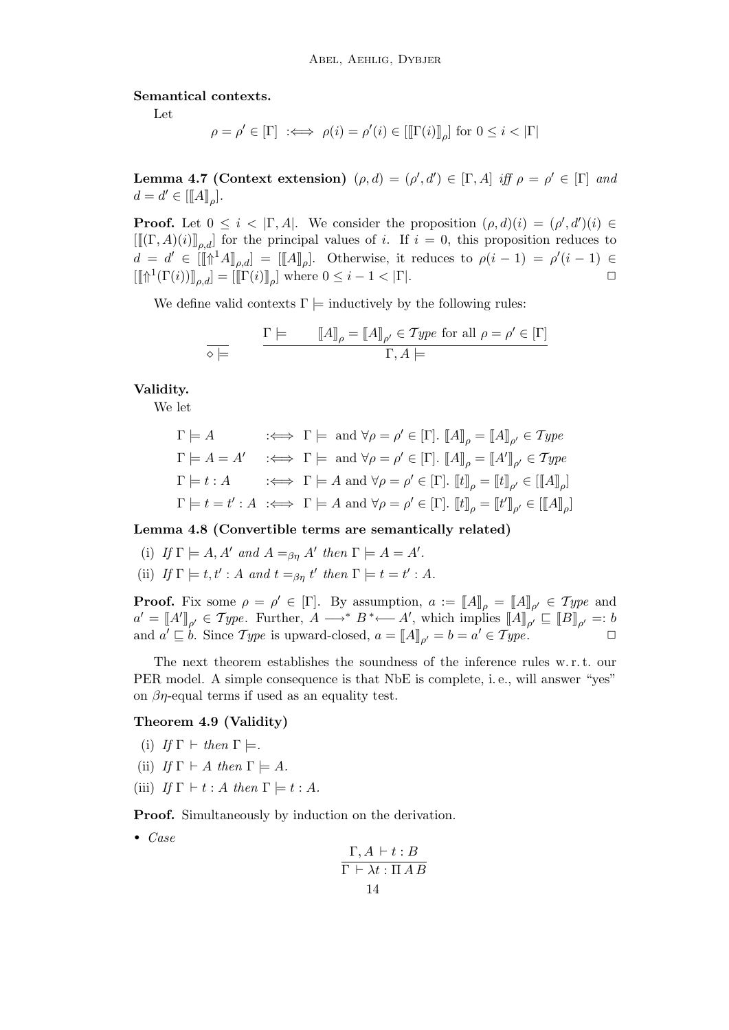**Semantical contexts.**

Let

$$\rho = \rho' \in [\Gamma] \;:\Longleftrightarrow\; \rho(i) = \rho'(i) \in [\llbracket \Gamma(i) \rrbracket_\rho] \text{ for } 0 \leq i < |\Gamma|$$

**Lemma 4.7 (Context extension)** *$(\rho, d) = (\rho', d') \in [\Gamma, A]$ iff $\rho = \rho' \in [\Gamma]$ and $d = d' \in [\llbracket A \rrbracket_\rho]$.*

**Proof.** Let $0 \leq i < |\Gamma, A|$. We consider the proposition $(\rho, d)(i) = (\rho', d')(i) \in [\llbracket (\Gamma, A)(i) \rrbracket_{\rho,d}]$ for the principal values of $i$. If $i = 0$, this proposition reduces to $d = d' \in [\llbracket \Uparrow^1 A \rrbracket_{\rho,d}] = [\llbracket A \rrbracket_\rho]$. Otherwise, it reduces to $\rho(i-1) = \rho'(i-1) \in [\llbracket \Uparrow^1(\Gamma(i)) \rrbracket_{\rho,d}] = [\llbracket \Gamma(i) \rrbracket_\rho]$ where $0 \leq i - 1 < |\Gamma|$. $\square$

We define valid contexts $\Gamma \models$ inductively by the following rules:

$$\frac{}{\diamond \models} \qquad \frac{\Gamma \models \qquad \llbracket A \rrbracket_\rho = \llbracket A \rrbracket_{\rho'} \in \mathcal{T}ype \text{ for all } \rho = \rho' \in [\Gamma]}{\Gamma, A \models}$$

**Validity.**

We let

$$\begin{array}{lcl}
\Gamma \models A & :\Longleftrightarrow & \Gamma \models \text{ and } \forall \rho = \rho' \in [\Gamma].\ \llbracket A \rrbracket_\rho = \llbracket A \rrbracket_{\rho'} \in \mathcal{T}ype \\
\Gamma \models A = A' & :\Longleftrightarrow & \Gamma \models \text{ and } \forall \rho = \rho' \in [\Gamma].\ \llbracket A \rrbracket_\rho = \llbracket A' \rrbracket_{\rho'} \in \mathcal{T}ype \\
\Gamma \models t : A & :\Longleftrightarrow & \Gamma \models A \text{ and } \forall \rho = \rho' \in [\Gamma].\ \llbracket t \rrbracket_\rho = \llbracket t \rrbracket_{\rho'} \in [\llbracket A \rrbracket_\rho] \\
\Gamma \models t = t' : A & :\Longleftrightarrow & \Gamma \models A \text{ and } \forall \rho = \rho' \in [\Gamma].\ \llbracket t \rrbracket_\rho = \llbracket t' \rrbracket_{\rho'} \in [\llbracket A \rrbracket_\rho]
\end{array}$$

**Lemma 4.8 (Convertible terms are semantically related)**

(i) *If $\Gamma \models A, A'$ and $A =_{\beta\eta} A'$ then $\Gamma \models A = A'$.*

(ii) *If $\Gamma \models t, t' : A$ and $t =_{\beta\eta} t'$ then $\Gamma \models t = t' : A$.*

**Proof.** Fix some $\rho = \rho' \in [\Gamma]$. By assumption, $a := \llbracket A \rrbracket_\rho = \llbracket A \rrbracket_{\rho'} \in \mathcal{T}ype$ and $a' = \llbracket A' \rrbracket_{\rho'} \in \mathcal{T}ype$. Further, $A \longrightarrow^* B \,{}^*\!\!\longleftarrow A'$, which implies $\llbracket A \rrbracket_{\rho'} \sqsubseteq \llbracket B \rrbracket_{\rho'} =: b$ and $a' \sqsubseteq b$. Since $\mathcal{T}ype$ is upward-closed, $a = \llbracket A \rrbracket_{\rho'} = b = a' \in \mathcal{T}ype$. $\square$

The next theorem establishes the soundness of the inference rules w. r. t. our PER model. A simple consequence is that NbE is complete, i. e., will answer "yes" on $\beta\eta$-equal terms if used as an equality test.

**Theorem 4.9 (Validity)**

(i) *If $\Gamma \vdash$ then $\Gamma \models$.*

(ii) *If $\Gamma \vdash A$ then $\Gamma \models A$.*

(iii) *If $\Gamma \vdash t : A$ then $\Gamma \models t : A$.*

**Proof.** Simultaneously by induction on the derivation.

- *Case*

$$\frac{\Gamma, A \vdash t : B}{\Gamma \vdash \lambda t : \Pi\, A\, B}$$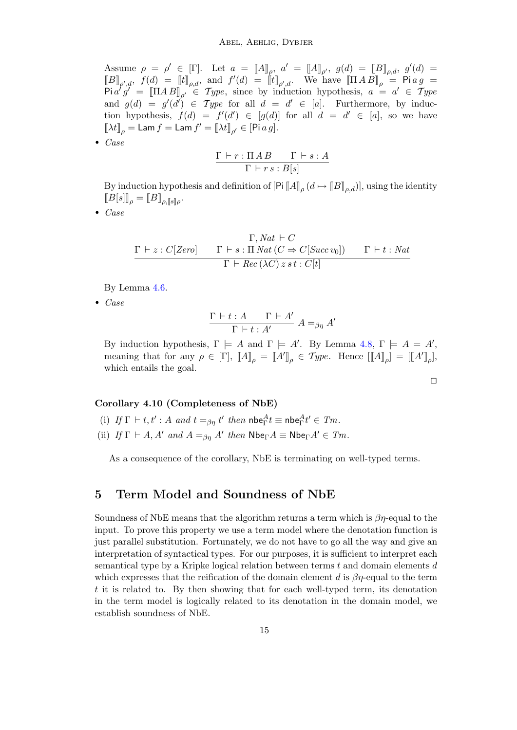Assume $\rho = \rho' \in [\Gamma]$. Let $a = [\![A]\!]_\rho$, $a' = [\![A]\!]_{\rho'}$, $g(d) = [\![B]\!]_{\rho,d}$, $g'(d) = [\![B]\!]_{\rho',d}$, $f(d) = [\![t]\!]_{\rho,d}$, and $f'(d) = [\![t]\!]_{\rho',d}$. We have $[\![\Pi A\, B]\!]_\rho = \mathsf{Pi}\, a\, g = \mathsf{Pi}\, a'\, g' = [\![\Pi A\, B]\!]_{\rho'} \in \mathit{Type}$, since by induction hypothesis, $a = a' \in \mathit{Type}$ and $g(d) = g'(d') \in \mathit{Type}$ for all $d = d' \in [a]$. Furthermore, by induction hypothesis, $f(d) = f'(d') \in [g(d)]$ for all $d = d' \in [a]$, so we have $[\![\lambda t]\!]_\rho = \mathsf{Lam}\, f = \mathsf{Lam}\, f' = [\![\lambda t]\!]_{\rho'} \in [\mathsf{Pi}\, a\, g]$.

- *Case*

$$\frac{\Gamma \vdash r : \Pi A\, B \qquad \Gamma \vdash s : A}{\Gamma \vdash r\, s : B[s]}$$

By induction hypothesis and definition of $[\mathsf{Pi}\, [\![A]\!]_\rho\, (d \mapsto [\![B]\!]_{\rho,d})]$, using the identity $[\![B[s]]\!]_\rho = [\![B]\!]_{\rho,[\![s]\!]\rho}$.

- *Case*

$$\frac{\Gamma \vdash z : C[\mathit{Zero}] \qquad \dfrac{\Gamma, \mathit{Nat} \vdash C}{\Gamma \vdash s : \Pi\, \mathit{Nat}\, (C \Rightarrow C[\mathit{Succ}\, v_0])} \qquad \Gamma \vdash t : \mathit{Nat}}{\Gamma \vdash \mathit{Rec}\, (\lambda C)\, z\, s\, t : C[t]}$$

By Lemma 4.6.

- *Case*

$$\frac{\Gamma \vdash t : A \qquad \Gamma \vdash A'}{\Gamma \vdash t : A'}\ A =_{\beta\eta} A'$$

By induction hypothesis, $\Gamma \models A$ and $\Gamma \models A'$. By Lemma 4.8, $\Gamma \models A = A'$, meaning that for any $\rho \in [\Gamma]$, $[\![A]\!]_\rho = [\![A']\!]_\rho \in \mathit{Type}$. Hence $[[\![A]\!]_\rho] = [[\![A']\!]_\rho]$, which entails the goal.

□

**Corollary 4.10 (Completeness of NbE)**

(i) *If* $\Gamma \vdash t, t' : A$ *and* $t =_{\beta\eta} t'$ *then* $\mathsf{nbe}^A_\Gamma t \equiv \mathsf{nbe}^A_\Gamma t' \in \mathit{Tm}$.

(ii) *If* $\Gamma \vdash A, A'$ *and* $A =_{\beta\eta} A'$ *then* $\mathsf{Nbe}_\Gamma A \equiv \mathsf{Nbe}_\Gamma A' \in \mathit{Tm}$.

As a consequence of the corollary, NbE is terminating on well-typed terms.

## 5 Term Model and Soundness of NbE

Soundness of NbE means that the algorithm returns a term which is $\beta\eta$-equal to the input. To prove this property we use a term model where the denotation function is just parallel substitution. Fortunately, we do not have to go all the way and give an interpretation of syntactical types. For our purposes, it is sufficient to interpret each semantical type by a Kripke logical relation between terms $t$ and domain elements $d$ which expresses that the reification of the domain element $d$ is $\beta\eta$-equal to the term $t$ it is related to. By then showing that for each well-typed term, its denotation in the term model is logically related to its denotation in the domain model, we establish soundness of NbE.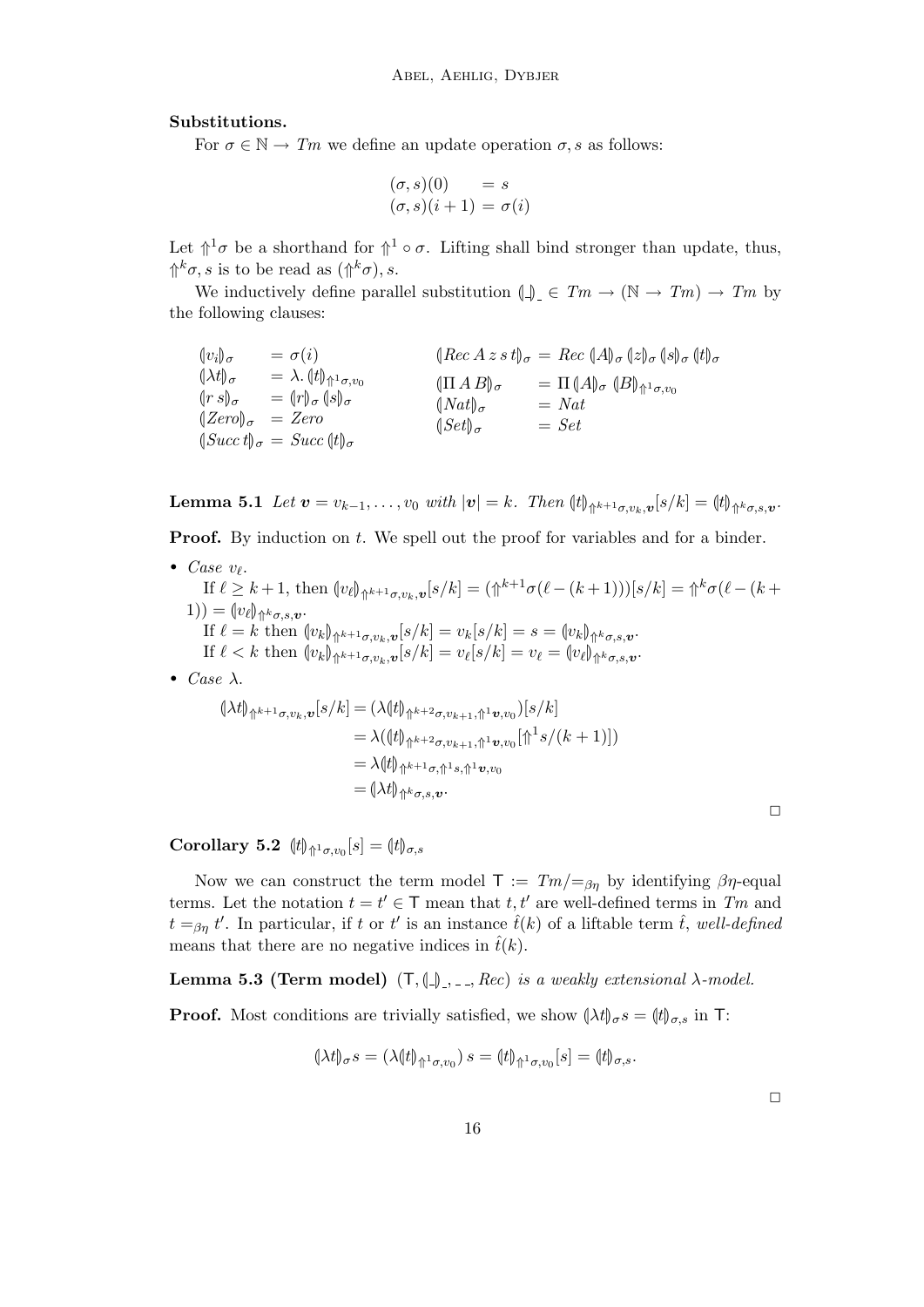**Substitutions.**

For $\sigma \in \mathbb{N} \to Tm$ we define an update operation $\sigma, s$ as follows:

$$
\begin{aligned}
(\sigma, s)(0) \quad &= s \\
(\sigma, s)(i+1) &= \sigma(i)
\end{aligned}
$$

Let $\Uparrow^1\sigma$ be a shorthand for $\Uparrow^1 \circ\, \sigma$. Lifting shall bind stronger than update, thus, $\Uparrow^k\sigma, s$ is to be read as $(\Uparrow^k\sigma), s$.

We inductively define parallel substitution $(\!|\_|\!)_\_ \in Tm \to (\mathbb{N} \to Tm) \to Tm$ by the following clauses:

$$
\begin{array}{ll}
(\!|v_i|\!)_\sigma \quad = \sigma(i) & (\!|Rec\ A\ z\ s\ t|\!)_\sigma = Rec\ (\!|A|\!)_\sigma\ (\!|z|\!)_\sigma\ (\!|s|\!)_\sigma\ (\!|t|\!)_\sigma \\
(\!|\lambda t|\!)_\sigma \quad = \lambda.\, (\!|t|\!)_{\Uparrow^1\sigma, v_0} & (\!|\Pi\, A\, B|\!)_\sigma \quad = \Pi\, (\!|A|\!)_\sigma\ (\!|B|\!)_{\Uparrow^1\sigma, v_0} \\
(\!|r\ s|\!)_\sigma \quad = (\!|r|\!)_\sigma\ (\!|s|\!)_\sigma & (\!|Nat|\!)_\sigma \quad\ = Nat \\
(\!|Zero|\!)_\sigma \ = Zero & (\!|Set|\!)_\sigma \quad\ \ = Set \\
(\!|Succ\ t|\!)_\sigma = Succ\ (\!|t|\!)_\sigma &
\end{array}
$$

**Lemma 5.1** *Let* $\boldsymbol{v} = v_{k-1}, \ldots, v_0$ *with* $|\boldsymbol{v}| = k$. *Then* $(\!|t|\!)_{\Uparrow^{k+1}\sigma, v_k, \boldsymbol{v}}[s/k] = (\!|t|\!)_{\Uparrow^k\sigma, s, \boldsymbol{v}}$.

**Proof.** By induction on $t$. We spell out the proof for variables and for a binder.

- *Case* $v_\ell$.
  If $\ell \geq k+1$, then $(\!|v_\ell|\!)_{\Uparrow^{k+1}\sigma, v_k, \boldsymbol{v}}[s/k] = (\Uparrow^{k+1}\sigma(\ell - (k+1)))[s/k] = \Uparrow^k\sigma(\ell - (k+1)) = (\!|v_\ell|\!)_{\Uparrow^k\sigma, s, \boldsymbol{v}}$.
  If $\ell = k$ then $(\!|v_k|\!)_{\Uparrow^{k+1}\sigma, v_k, \boldsymbol{v}}[s/k] = v_k[s/k] = s = (\!|v_k|\!)_{\Uparrow^k\sigma, s, \boldsymbol{v}}$.
  If $\ell < k$ then $(\!|v_k|\!)_{\Uparrow^{k+1}\sigma, v_k, \boldsymbol{v}}[s/k] = v_\ell[s/k] = v_\ell = (\!|v_\ell|\!)_{\Uparrow^k\sigma, s, \boldsymbol{v}}$.
- *Case* $\lambda$.

$$
\begin{aligned}
(\!|\lambda t|\!)_{\Uparrow^{k+1}\sigma, v_k, \boldsymbol{v}}[s/k] &= (\lambda (\!|t|\!)_{\Uparrow^{k+2}\sigma, v_{k+1}, \Uparrow^1\boldsymbol{v}, v_0})[s/k] \\
&= \lambda((\!|t|\!)_{\Uparrow^{k+2}\sigma, v_{k+1}, \Uparrow^1\boldsymbol{v}, v_0}[\Uparrow^1 s/(k+1)]) \\
&= \lambda (\!|t|\!)_{\Uparrow^{k+1}\sigma, \Uparrow^1 s, \Uparrow^1\boldsymbol{v}, v_0} \\
&= (\!|\lambda t|\!)_{\Uparrow^k\sigma, s, \boldsymbol{v}}.
\end{aligned}
$$

□

**Corollary 5.2** $(\!|t|\!)_{\Uparrow^1\sigma, v_0}[s] = (\!|t|\!)_{\sigma, s}$

Now we can construct the term model $\mathsf{T} := Tm/{=_{\beta\eta}}$ by identifying $\beta\eta$-equal terms. Let the notation $t = t' \in \mathsf{T}$ mean that $t, t'$ are well-defined terms in $Tm$ and $t =_{\beta\eta} t'$. In particular, if $t$ or $t'$ is an instance $\hat{t}(k)$ of a liftable term $\hat{t}$, *well-defined* means that there are no negative indices in $\hat{t}(k)$.

**Lemma 5.3 (Term model)** $(\mathsf{T}, (\!|\_|\!)_\_, \_\,\_, Rec)$ *is a weakly extensional* $\lambda$*-model.*

**Proof.** Most conditions are trivially satisfied, we show $(\!|\lambda t|\!)_\sigma s = (\!|t|\!)_{\sigma, s}$ in $\mathsf{T}$:

$$
(\!|\lambda t|\!)_\sigma s = (\lambda (\!|t|\!)_{\Uparrow^1\sigma, v_0})\, s = (\!|t|\!)_{\Uparrow^1\sigma, v_0}[s] = (\!|t|\!)_{\sigma, s}.
$$

□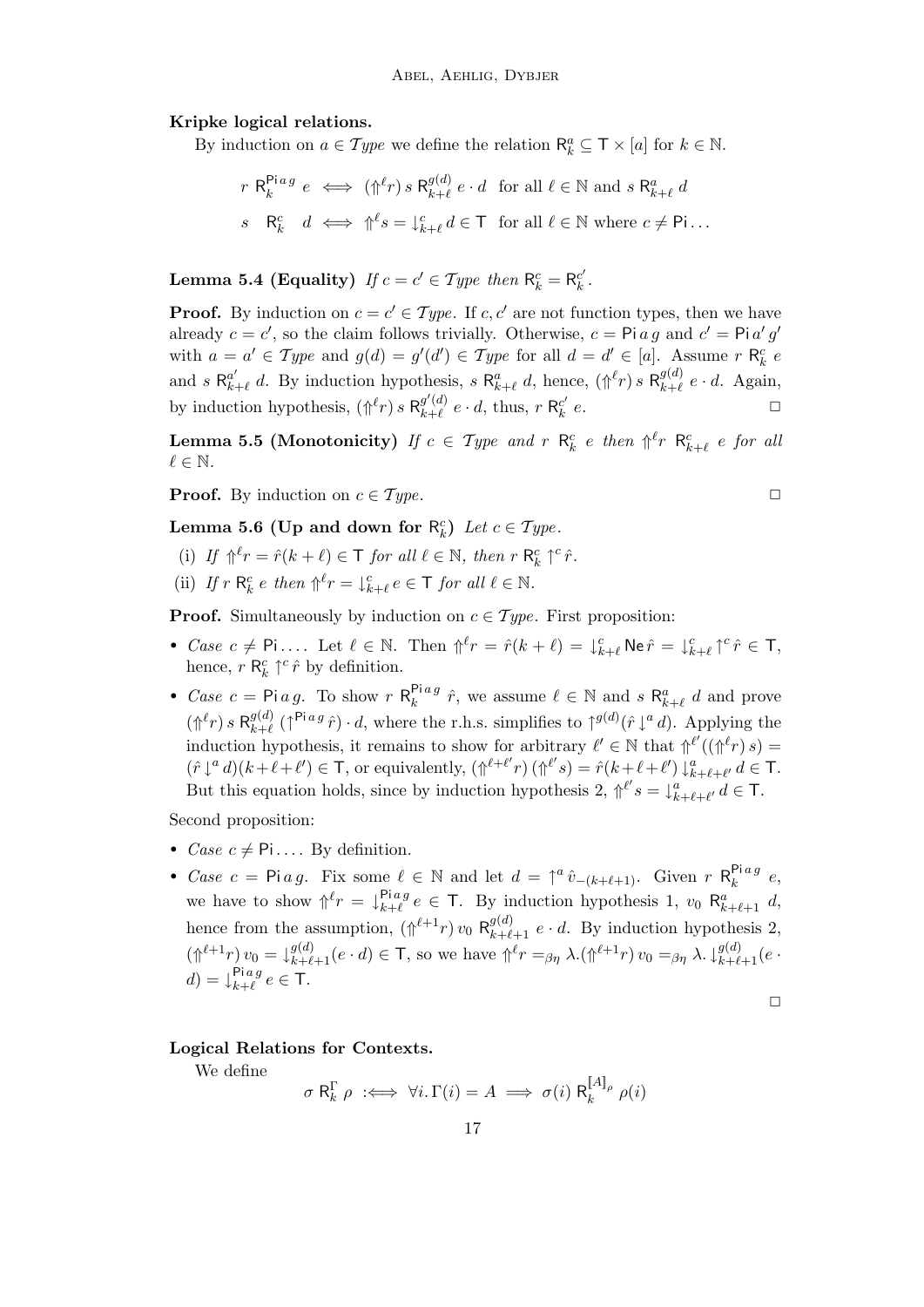**Kripke logical relations.**

By induction on $a \in \mathcal{T}ype$ we define the relation $\mathsf{R}^a_k \subseteq \mathsf{T} \times [a]$ for $k \in \mathbb{N}$.

$$r \ \mathsf{R}^{\mathsf{Pi}\,a\,g}_k \ e \iff (\Uparrow^\ell r)\, s \ \mathsf{R}^{g(d)}_{k+\ell} \ e \cdot d \quad \text{for all } \ell \in \mathbb{N} \text{ and } s \ \mathsf{R}^a_{k+\ell} \ d$$

$$s \quad \mathsf{R}^c_k \quad d \iff \Uparrow^\ell s = \downarrow^c_{k+\ell} d \in \mathsf{T} \quad \text{for all } \ell \in \mathbb{N} \text{ where } c \neq \mathsf{Pi} \ldots$$

**Lemma 5.4 (Equality)** *If $c = c' \in \mathcal{T}ype$ then $\mathsf{R}^c_k = \mathsf{R}^{c'}_k$.*

**Proof.** By induction on $c = c' \in \mathcal{T}ype$. If $c, c'$ are not function types, then we have already $c = c'$, so the claim follows trivially. Otherwise, $c = \mathsf{Pi}\,a\,g$ and $c' = \mathsf{Pi}\,a'\,g'$ with $a = a' \in \mathcal{T}ype$ and $g(d) = g'(d') \in \mathcal{T}ype$ for all $d = d' \in [a]$. Assume $r \ \mathsf{R}^c_k \ e$ and $s \ \mathsf{R}^{a'}_{k+\ell} \ d$. By induction hypothesis, $s \ \mathsf{R}^a_{k+\ell} \ d$, hence, $(\Uparrow^\ell r)\, s \ \mathsf{R}^{g(d)}_{k+\ell} \ e \cdot d$. Again, by induction hypothesis, $(\Uparrow^\ell r)\, s \ \mathsf{R}^{g'(d)}_{k+\ell} \ e \cdot d$, thus, $r \ \mathsf{R}^{c'}_k \ e$. □

**Lemma 5.5 (Monotonicity)** *If $c \in \mathcal{T}ype$ and $r \ \mathsf{R}^c_k \ e$ then $\Uparrow^\ell r \ \mathsf{R}^c_{k+\ell} \ e$ for all $\ell \in \mathbb{N}$.*

**Proof.** By induction on $c \in \mathcal{T}ype$. □

**Lemma 5.6 (Up and down for $\mathsf{R}^c_k$)** *Let $c \in \mathcal{T}ype$.*

(i) *If $\Uparrow^\ell r = \hat{r}(k + \ell) \in \mathsf{T}$ for all $\ell \in \mathbb{N}$, then $r \ \mathsf{R}^c_k \uparrow^c \hat{r}$.*

(ii) *If $r \ \mathsf{R}^c_k \ e$ then $\Uparrow^\ell r = \downarrow^c_{k+\ell} e \in \mathsf{T}$ for all $\ell \in \mathbb{N}$.*

**Proof.** Simultaneously by induction on $c \in \mathcal{T}ype$. First proposition:

- *Case* $c \neq \mathsf{Pi} \ldots$. Let $\ell \in \mathbb{N}$. Then $\Uparrow^\ell r = \hat{r}(k + \ell) = \downarrow^c_{k+\ell} \mathsf{Ne}\,\hat{r} = \downarrow^c_{k+\ell} \uparrow^c \hat{r} \in \mathsf{T}$, hence, $r \ \mathsf{R}^c_k \uparrow^c \hat{r}$ by definition.
- *Case* $c = \mathsf{Pi}\,a\,g$. To show $r \ \mathsf{R}^{\mathsf{Pi}\,a\,g}_k \ \hat{r}$, we assume $\ell \in \mathbb{N}$ and $s \ \mathsf{R}^a_{k+\ell} \ d$ and prove $(\Uparrow^\ell r)\, s \ \mathsf{R}^{g(d)}_{k+\ell} \ (\uparrow^{\mathsf{Pi}\,a\,g} \hat{r}) \cdot d$, where the r.h.s. simplifies to $\uparrow^{g(d)}(\hat{r} \downarrow^a d)$. Applying the induction hypothesis, it remains to show for arbitrary $\ell' \in \mathbb{N}$ that $\Uparrow^{\ell'}((\Uparrow^\ell r)\, s) = (\hat{r} \downarrow^a d)(k + \ell + \ell') \in \mathsf{T}$, or equivalently, $(\Uparrow^{\ell+\ell'} r)\, (\Uparrow^{\ell'} s) = \hat{r}(k + \ell + \ell') \downarrow^a_{k+\ell+\ell'} d \in \mathsf{T}$. But this equation holds, since by induction hypothesis 2, $\Uparrow^{\ell'} s = \downarrow^a_{k+\ell+\ell'} d \in \mathsf{T}$.

Second proposition:

- *Case* $c \neq \mathsf{Pi} \ldots$. By definition.
- *Case* $c = \mathsf{Pi}\,a\,g$. Fix some $\ell \in \mathbb{N}$ and let $d = \uparrow^a \hat{v}_{-(k+\ell+1)}$. Given $r \ \mathsf{R}^{\mathsf{Pi}\,a\,g}_k \ e$, we have to show $\Uparrow^\ell r = \downarrow^{\mathsf{Pi}\,a\,g}_{k+\ell} e \in \mathsf{T}$. By induction hypothesis 1, $v_0 \ \mathsf{R}^a_{k+\ell+1} \ d$, hence from the assumption, $(\Uparrow^{\ell+1} r)\, v_0 \ \mathsf{R}^{g(d)}_{k+\ell+1} \ e \cdot d$. By induction hypothesis 2, $(\Uparrow^{\ell+1} r)\, v_0 = \downarrow^{g(d)}_{k+\ell+1}(e \cdot d) \in \mathsf{T}$, so we have $\Uparrow^\ell r =_{\beta\eta} \lambda. (\Uparrow^{\ell+1} r)\, v_0 =_{\beta\eta} \lambda. \downarrow^{g(d)}_{k+\ell+1}(e \cdot d) = \downarrow^{\mathsf{Pi}\,a\,g}_{k+\ell} e \in \mathsf{T}$.

□

**Logical Relations for Contexts.**

We define

$$\sigma \ \mathsf{R}^\Gamma_k \ \rho \ :\iff \ \forall i.\, \Gamma(i) = A \implies \sigma(i) \ \mathsf{R}^{[\![A]\!]_\rho}_k \ \rho(i)$$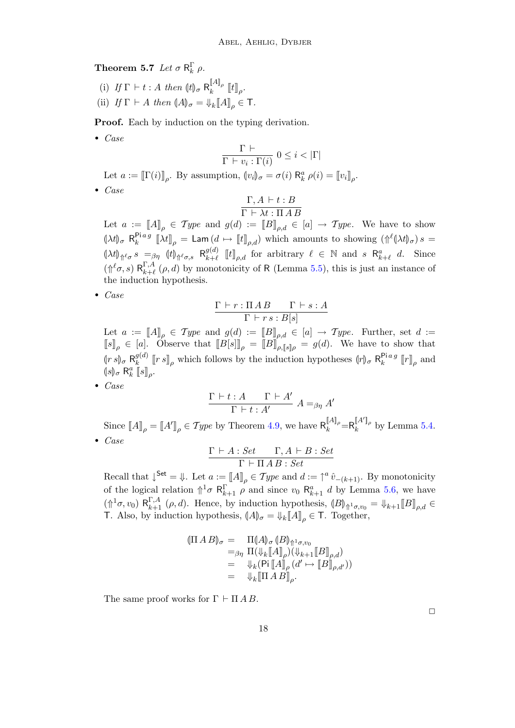**Theorem 5.7** *Let* $\sigma \; \mathsf{R}^{\Gamma}_k \; \rho$.

(i) *If* $\Gamma \vdash t : A$ *then* $(\!|t|\!)_\sigma \; \mathsf{R}^{[\![A]\!]_\rho}_k \; [\![t]\!]_\rho$.

(ii) *If* $\Gamma \vdash A$ *then* $(\!|A|\!)_\sigma = \Downarrow_k [\![A]\!]_\rho \in \mathsf{T}$.

**Proof.** Each by induction on the typing derivation.

- *Case*

$$\frac{\Gamma \vdash}{\Gamma \vdash v_i : \Gamma(i)} \; 0 \le i < |\Gamma|$$

Let $a := [\![\Gamma(i)]\!]_\rho$. By assumption, $(\!|v_i|\!)_\sigma = \sigma(i) \; \mathsf{R}^a_k \; \rho(i) = [\![v_i]\!]_\rho$.

- *Case*

$$\frac{\Gamma, A \vdash t : B}{\Gamma \vdash \lambda t : \Pi \, A \, B}$$

Let $a := [\![A]\!]_\rho \in \mathcal{T}ype$ and $g(d) := [\![B]\!]_{\rho,d} \in [a] \to \mathcal{T}ype$. We have to show $(\!|\lambda t|\!)_\sigma \; \mathsf{R}^{\mathsf{Pi}\, a\, g}_k \; [\![\lambda t]\!]_\rho = \mathsf{Lam}\,(d \mapsto [\![t]\!]_{\rho,d})$ which amounts to showing $(\Uparrow^\ell (\!|\lambda t|\!)_\sigma) \, s = (\!|\lambda t|\!)_{\Uparrow^\ell \sigma} \, s =_{\beta\eta} (\!|t|\!)_{\Uparrow^\ell \sigma, s} \; \mathsf{R}^{g(d)}_{k+\ell} \; [\![t]\!]_{\rho,d}$ for arbitrary $\ell \in \mathbb{N}$ and $s \; \mathsf{R}^a_{k+\ell} \; d$. Since $(\Uparrow^\ell \sigma, s) \; \mathsf{R}^{\Gamma,A}_{k+\ell} \; (\rho, d)$ by monotonicity of $\mathsf{R}$ (Lemma 5.5), this is just an instance of the induction hypothesis.

- *Case*

$$\frac{\Gamma \vdash r : \Pi \, A \, B \qquad \Gamma \vdash s : A}{\Gamma \vdash r \, s : B[s]}$$

Let $a := [\![A]\!]_\rho \in \mathcal{T}ype$ and $g(d) := [\![B]\!]_{\rho,d} \in [a] \to \mathcal{T}ype$. Further, set $d := [\![s]\!]_\rho \in [a]$. Observe that $[\![B[s]]\!]_\rho = [\![B]\!]_{\rho,[\![s]\!]_\rho} = g(d)$. We have to show that $(\!|r\,s|\!)_\sigma \; \mathsf{R}^{g(d)}_k \; [\![r\,s]\!]_\rho$ which follows by the induction hypotheses $(\!|r|\!)_\sigma \; \mathsf{R}^{\mathsf{Pi}\, a\, g}_k \; [\![r]\!]_\rho$ and $(\!|s|\!)_\sigma \; \mathsf{R}^a_k \; [\![s]\!]_\rho$.

- *Case*

$$\frac{\Gamma \vdash t : A \qquad \Gamma \vdash A'}{\Gamma \vdash t : A'} \; A =_{\beta\eta} A'$$

Since $[\![A]\!]_\rho = [\![A']\!]_\rho \in \mathcal{T}ype$ by Theorem 4.9, we have $\mathsf{R}^{[\![A]\!]_\rho}_k = \mathsf{R}^{[\![A']\!]_\rho}_k$ by Lemma 5.4.

- *Case*

$$\frac{\Gamma \vdash A : \mathit{Set} \qquad \Gamma, A \vdash B : \mathit{Set}}{\Gamma \vdash \Pi \, A \, B : \mathit{Set}}$$

Recall that $\downarrow^{\mathsf{Set}} = \Downarrow$. Let $a := [\![A]\!]_\rho \in \mathcal{T}ype$ and $d := \uparrow^a \hat{v}_{-(k+1)}$. By monotonicity of the logical relation $\Uparrow^1 \sigma \; \mathsf{R}^{\Gamma}_{k+1} \; \rho$ and since $v_0 \; \mathsf{R}^a_{k+1} \; d$ by Lemma 5.6, we have $(\Uparrow^1 \sigma, v_0) \; \mathsf{R}^{\Gamma,A}_{k+1} \; (\rho, d)$. Hence, by induction hypothesis, $(\!|B|\!)_{\Uparrow^1 \sigma, v_0} = \Downarrow_{k+1} [\![B]\!]_{\rho,d} \in \mathsf{T}$. Also, by induction hypothesis, $(\!|A|\!)_\sigma = \Downarrow_k [\![A]\!]_\rho \in \mathsf{T}$. Together,

$$\begin{array}{rl} (\!|\Pi \, A \, B|\!)_\sigma = & \Pi (\!|A|\!)_\sigma \, (\!|B|\!)_{\Uparrow^1 \sigma, v_0} \\ =_{\beta\eta} & \Pi (\Downarrow_k [\![A]\!]_\rho)(\Downarrow_{k+1} [\![B]\!]_{\rho,d}) \\ = & \Downarrow_k (\mathsf{Pi}\, [\![A]\!]_\rho \, (d' \mapsto [\![B]\!]_{\rho,d'})) \\ = & \Downarrow_k [\![\Pi \, A \, B]\!]_\rho . \end{array}$$

The same proof works for $\Gamma \vdash \Pi \, A \, B$.

□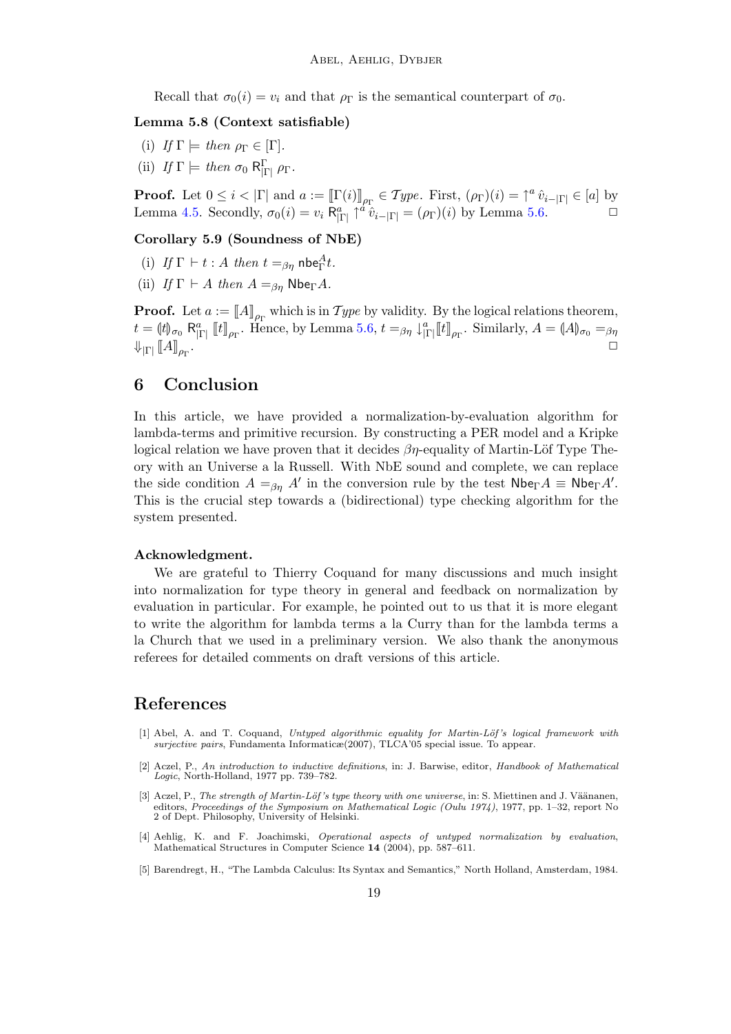Recall that $\sigma_0(i) = v_i$ and that $\rho_\Gamma$ is the semantical counterpart of $\sigma_0$.

**Lemma 5.8 (Context satisfiable)**

(i) *If* $\Gamma \models$ *then* $\rho_\Gamma \in [\Gamma]$.

(ii) *If* $\Gamma \models$ *then* $\sigma_0 \; \mathsf{R}^{\Gamma}_{|\Gamma|} \; \rho_\Gamma$.

**Proof.** Let $0 \leq i < |\Gamma|$ and $a := [\![\Gamma(i)]\!]_{\rho_\Gamma} \in \mathcal{T}ype$. First, $(\rho_\Gamma)(i) = \uparrow^a \hat{v}_{i-|\Gamma|} \in [a]$ by Lemma 4.5. Secondly, $\sigma_0(i) = v_i \; \mathsf{R}^a_{|\Gamma|} \uparrow^a \hat{v}_{i-|\Gamma|} = (\rho_\Gamma)(i)$ by Lemma 5.6. □

**Corollary 5.9 (Soundness of NbE)**

(i) *If* $\Gamma \vdash t : A$ *then* $t =_{\beta\eta} \mathsf{nbe}^A_\Gamma t$.

(ii) *If* $\Gamma \vdash A$ *then* $A =_{\beta\eta} \mathsf{Nbe}_\Gamma A$.

**Proof.** Let $a := [\![A]\!]_{\rho_\Gamma}$ which is in $\mathcal{T}ype$ by validity. By the logical relations theorem, $t = (\!|t|\!)_{\sigma_0} \; \mathsf{R}^a_{|\Gamma|} \; [\![t]\!]_{\rho_\Gamma}$. Hence, by Lemma 5.6, $t =_{\beta\eta} \downarrow^a_{|\Gamma|} [\![t]\!]_{\rho_\Gamma}$. Similarly, $A = (\!|A|\!)_{\sigma_0} =_{\beta\eta} \Downarrow_{|\Gamma|} [\![A]\!]_{\rho_\Gamma}$. □

## 6 Conclusion

In this article, we have provided a normalization-by-evaluation algorithm for lambda-terms and primitive recursion. By constructing a PER model and a Kripke logical relation we have proven that it decides $\beta\eta$-equality of Martin-Löf Type Theory with an Universe a la Russell. With NbE sound and complete, we can replace the side condition $A =_{\beta\eta} A'$ in the conversion rule by the test $\mathsf{Nbe}_\Gamma A \equiv \mathsf{Nbe}_\Gamma A'$. This is the crucial step towards a (bidirectional) type checking algorithm for the system presented.

**Acknowledgment.**

We are grateful to Thierry Coquand for many discussions and much insight into normalization for type theory in general and feedback on normalization by evaluation in particular. For example, he pointed out to us that it is more elegant to write the algorithm for lambda terms a la Curry than for the lambda terms a la Church that we used in a preliminary version. We also thank the anonymous referees for detailed comments on draft versions of this article.

## References

[1] Abel, A. and T. Coquand, *Untyped algorithmic equality for Martin-Löf's logical framework with surjective pairs*, Fundamenta Informaticæ(2007), TLCA'05 special issue. To appear.

[2] Aczel, P., *An introduction to inductive definitions*, in: J. Barwise, editor, *Handbook of Mathematical Logic*, North-Holland, 1977 pp. 739–782.

[3] Aczel, P., *The strength of Martin-Löf's type theory with one universe*, in: S. Miettinen and J. Väänanen, editors, *Proceedings of the Symposium on Mathematical Logic (Oulu 1974)*, 1977, pp. 1–32, report No 2 of Dept. Philosophy, University of Helsinki.

[4] Aehlig, K. and F. Joachimski, *Operational aspects of untyped normalization by evaluation*, Mathematical Structures in Computer Science **14** (2004), pp. 587–611.

[5] Barendregt, H., "The Lambda Calculus: Its Syntax and Semantics," North Holland, Amsterdam, 1984.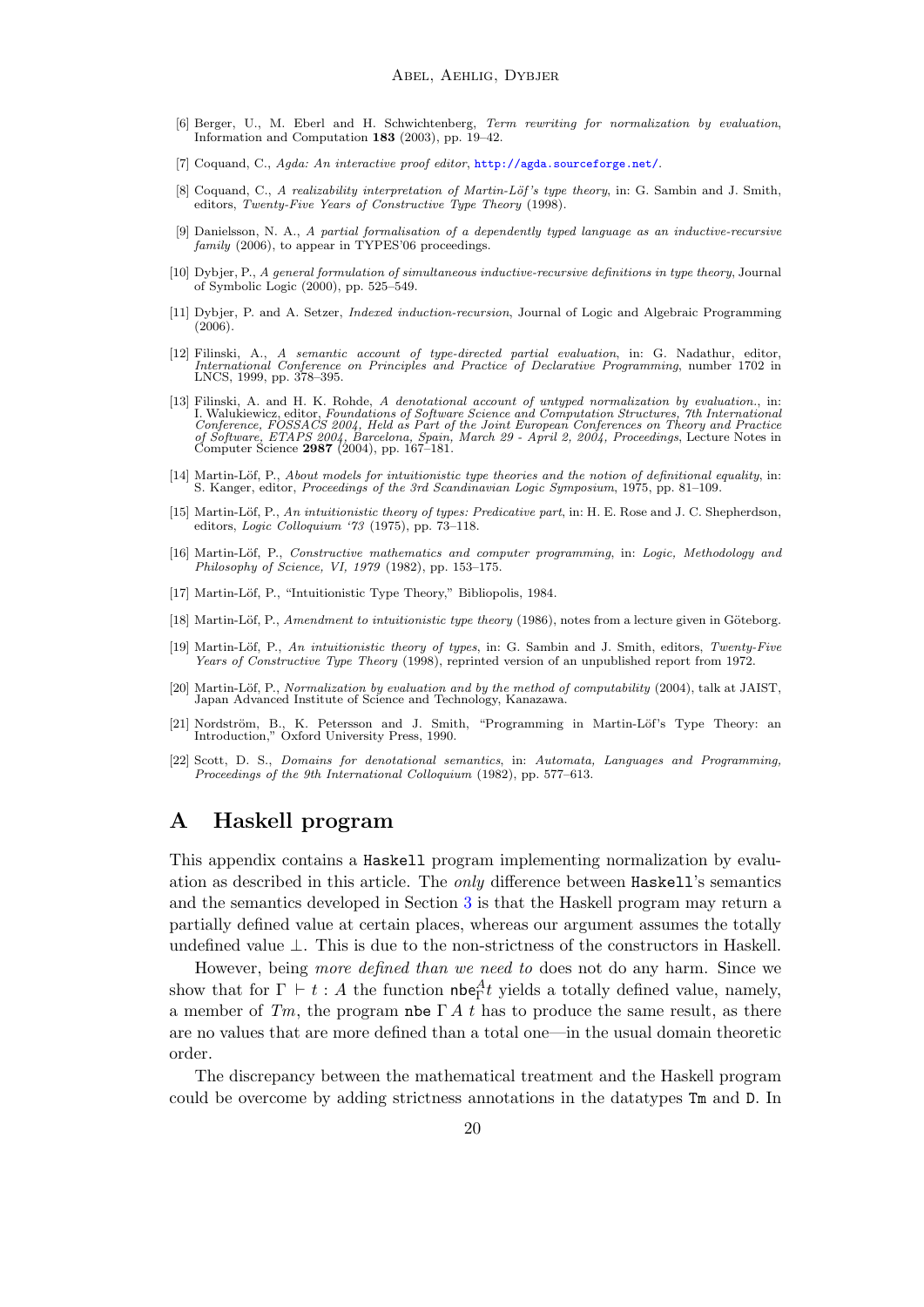[6] Berger, U., M. Eberl and H. Schwichtenberg, *Term rewriting for normalization by evaluation*, Information and Computation **183** (2003), pp. 19–42.

[7] Coquand, C., *Agda: An interactive proof editor*, http://agda.sourceforge.net/.

[8] Coquand, C., *A realizability interpretation of Martin-Löf's type theory*, in: G. Sambin and J. Smith, editors, *Twenty-Five Years of Constructive Type Theory* (1998).

[9] Danielsson, N. A., *A partial formalisation of a dependently typed language as an inductive-recursive family* (2006), to appear in TYPES'06 proceedings.

[10] Dybjer, P., *A general formulation of simultaneous inductive-recursive definitions in type theory*, Journal of Symbolic Logic (2000), pp. 525–549.

[11] Dybjer, P. and A. Setzer, *Indexed induction-recursion*, Journal of Logic and Algebraic Programming (2006).

[12] Filinski, A., *A semantic account of type-directed partial evaluation*, in: G. Nadathur, editor, *International Conference on Principles and Practice of Declarative Programming*, number 1702 in LNCS, 1999, pp. 378–395.

[13] Filinski, A. and H. K. Rohde, *A denotational account of untyped normalization by evaluation.*, in: I. Walukiewicz, editor, *Foundations of Software Science and Computation Structures, 7th International Conference, FOSSACS 2004, Held as Part of the Joint European Conferences on Theory and Practice of Software, ETAPS 2004, Barcelona, Spain, March 29 - April 2, 2004, Proceedings*, Lecture Notes in Computer Science **2987** (2004), pp. 167–181.

[14] Martin-Löf, P., *About models for intuitionistic type theories and the notion of definitional equality*, in: S. Kanger, editor, *Proceedings of the 3rd Scandinavian Logic Symposium*, 1975, pp. 81–109.

[15] Martin-Löf, P., *An intuitionistic theory of types: Predicative part*, in: H. E. Rose and J. C. Shepherdson, editors, *Logic Colloquium '73* (1975), pp. 73–118.

[16] Martin-Löf, P., *Constructive mathematics and computer programming*, in: *Logic, Methodology and Philosophy of Science, VI, 1979* (1982), pp. 153–175.

[17] Martin-Löf, P., "Intuitionistic Type Theory," Bibliopolis, 1984.

[18] Martin-Löf, P., *Amendment to intuitionistic type theory* (1986), notes from a lecture given in Göteborg.

[19] Martin-Löf, P., *An intuitionistic theory of types*, in: G. Sambin and J. Smith, editors, *Twenty-Five Years of Constructive Type Theory* (1998), reprinted version of an unpublished report from 1972.

[20] Martin-Löf, P., *Normalization by evaluation and by the method of computability* (2004), talk at JAIST, Japan Advanced Institute of Science and Technology, Kanazawa.

[21] Nordström, B., K. Petersson and J. Smith, "Programming in Martin-Löf's Type Theory: an Introduction," Oxford University Press, 1990.

[22] Scott, D. S., *Domains for denotational semantics*, in: *Automata, Languages and Programming, Proceedings of the 9th International Colloquium* (1982), pp. 577–613.

# A Haskell program

This appendix contains a Haskell program implementing normalization by evaluation as described in this article. The *only* difference between Haskell's semantics and the semantics developed in Section 3 is that the Haskell program may return a partially defined value at certain places, whereas our argument assumes the totally undefined value $\perp$. This is due to the non-strictness of the constructors in Haskell.

However, being *more defined than we need to* does not do any harm. Since we show that for $\Gamma \vdash t : A$ the function $\mathsf{nbe}^A_\Gamma t$ yields a totally defined value, namely, a member of $Tm$, the program nbe $\Gamma$ $A$ $t$ has to produce the same result, as there are no values that are more defined than a total one—in the usual domain theoretic order.

The discrepancy between the mathematical treatment and the Haskell program could be overcome by adding strictness annotations in the datatypes Tm and D. In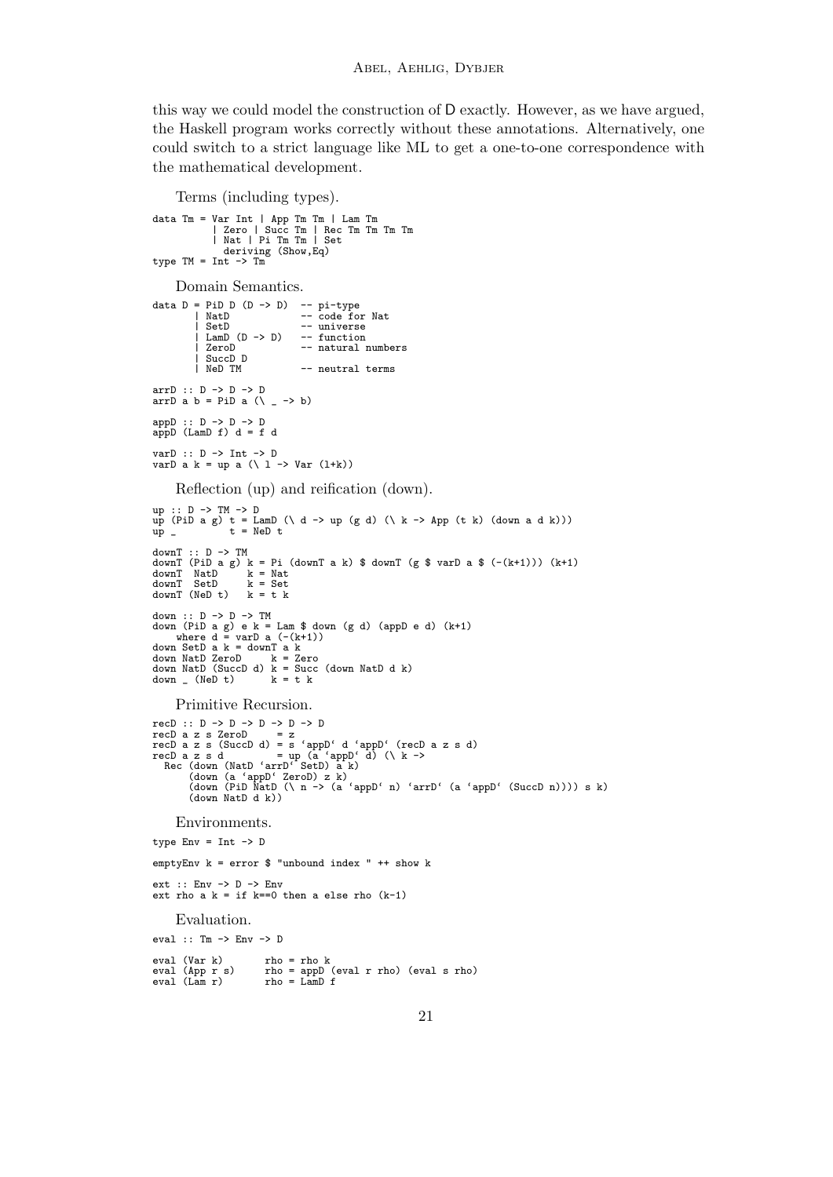this way we could model the construction of D exactly. However, as we have argued, the Haskell program works correctly without these annotations. Alternatively, one could switch to a strict language like ML to get a one-to-one correspondence with the mathematical development.

Terms (including types).

```
data Tm = Var Int | App Tm Tm | Lam Tm
        | Zero | Succ Tm | Rec Tm Tm Tm Tm
        | Nat | Pi Tm Tm | Set
          deriving (Show,Eq)
type TM = Int -> Tm
```

Domain Semantics.

```
data D = PiD D (D -> D)  -- pi-type
       | NatD            -- code for Nat
       | SetD            -- universe
       | LamD (D -> D)   -- function
       | ZeroD           -- natural numbers
       | SuccD D
       | NeD TM          -- neutral terms

arrD :: D -> D -> D
arrD a b = PiD a (\ _ -> b)

appD :: D -> D -> D
appD (LamD f) d = f d

varD :: D -> Int -> D
varD a k = up a (\ l -> Var (l+k))
```

Reflection (up) and reification (down).

```
up :: D -> TM -> D
up (PiD a g) t = LamD (\ d -> up (g d) (\ k -> App (t k) (down a d k)))
up _         t = NeD t

downT :: D -> TM
downT (PiD a g) k = Pi (downT a k) $ downT (g $ varD a $ (-(k+1))) (k+1)
downT  NatD     k = Nat
downT  SetD     k = Set
downT (NeD t)   k = t k

down :: D -> D -> TM
down (PiD a g) e k = Lam $ down (g d) (appD e d) (k+1)
    where d = varD a (-(k+1))
down SetD a k = downT a k
down NatD ZeroD     k = Zero
down NatD (SuccD d) k = Succ (down NatD d k)
down _ (NeD t)      k = t k
```

Primitive Recursion.

```
recD :: D -> D -> D -> D -> D
recD a z s ZeroD     = z
recD a z s (SuccD d) = s `appD` d `appD` (recD a z s d)
recD a z s d         = up (a `appD` d) (\ k ->
  Rec (down (NatD `arrD` SetD) a k)
      (down (a `appD` ZeroD) z k)
      (down (PiD NatD (\ n -> (a `appD` n) `arrD` (a `appD` (SuccD n)))) s k)
      (down NatD d k))
```

Environments.

```
type Env = Int -> D

emptyEnv k = error $ "unbound index " ++ show k

ext :: Env -> D -> Env
ext rho a k = if k==0 then a else rho (k-1)
```

Evaluation.

```
eval :: Tm -> Env -> D

eval (Var k)       rho = rho k
eval (App r s)     rho = appD (eval r rho) (eval s rho)
eval (Lam r)       rho = LamD f
```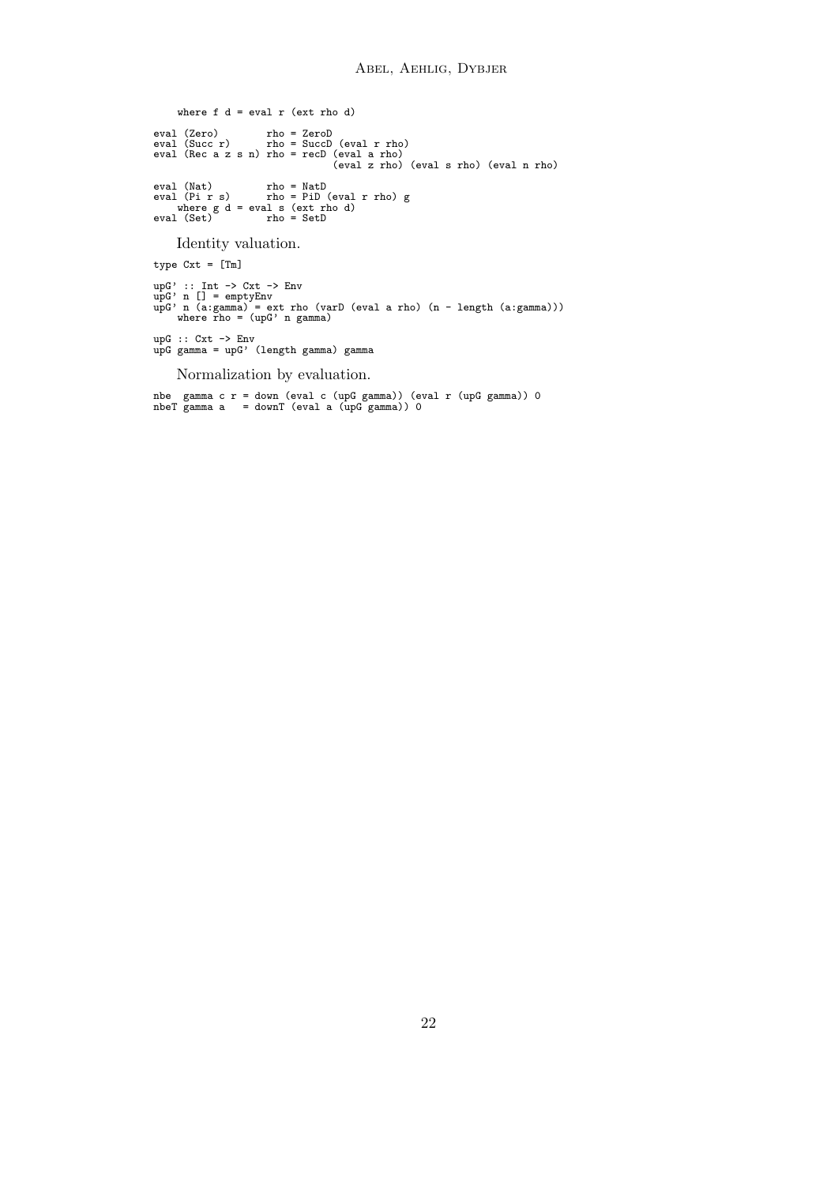```
    where f d = eval r (ext rho d)

eval (Zero)        rho = ZeroD
eval (Succ r)      rho = SuccD (eval r rho)
eval (Rec a z s n) rho = recD (eval a rho)
                              (eval z rho) (eval s rho) (eval n rho)

eval (Nat)         rho = NatD
eval (Pi r s)      rho = PiD (eval r rho) g
    where g d = eval s (ext rho d)
eval (Set)         rho = SetD
```

Identity valuation.

```
type Cxt = [Tm]

upG' :: Int -> Cxt -> Env
upG' n [] = emptyEnv
upG' n (a:gamma) = ext rho (varD (eval a rho) (n - length (a:gamma)))
    where rho = (upG' n gamma)

upG :: Cxt -> Env
upG gamma = upG' (length gamma) gamma
```

Normalization by evaluation.

```
nbe  gamma c r = down (eval c (upG gamma)) (eval r (upG gamma)) 0
nbeT gamma a   = downT (eval a (upG gamma)) 0
```